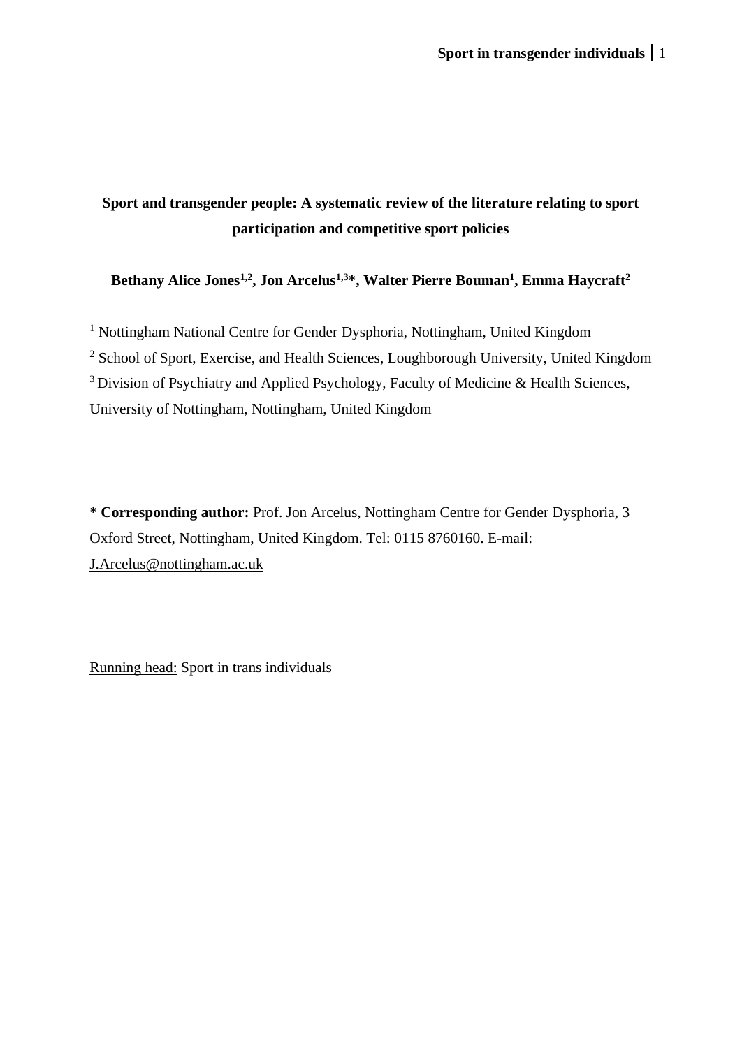# Sport and transgender people: A systematic review of the literature relating to sport participation and competitive sport policies

**Bethany Alice Jones[1,2], Jon Arcelus[1,3]*, Walter Pierre Bouman[1], Emma Haycraft[2]**

[1] Nottingham National Centre for Gender Dysphoria, Nottingham, United Kingdom

[2] School of Sport, Exercise, and Health Sciences, Loughborough University, United Kingdom

[3] Division of Psychiatry and Applied Psychology, Faculty of Medicine & Health Sciences, University of Nottingham, Nottingham, United Kingdom

**\* Corresponding author:** Prof. Jon Arcelus, Nottingham Centre for Gender Dysphoria, 3 Oxford Street, Nottingham, United Kingdom. Tel: 0115 8760160. E-mail: J.Arcelus@nottingham.ac.uk

Running head: Sport in trans individuals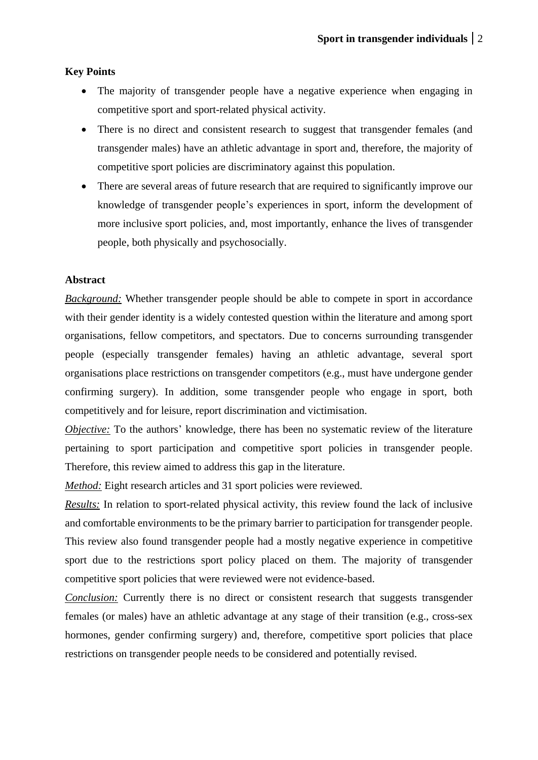**Key Points**

- The majority of transgender people have a negative experience when engaging in competitive sport and sport-related physical activity.
- There is no direct and consistent research to suggest that transgender females (and transgender males) have an athletic advantage in sport and, therefore, the majority of competitive sport policies are discriminatory against this population.
- There are several areas of future research that are required to significantly improve our knowledge of transgender people's experiences in sport, inform the development of more inclusive sport policies, and, most importantly, enhance the lives of transgender people, both physically and psychosocially.

**Abstract**

*Background:* Whether transgender people should be able to compete in sport in accordance with their gender identity is a widely contested question within the literature and among sport organisations, fellow competitors, and spectators. Due to concerns surrounding transgender people (especially transgender females) having an athletic advantage, several sport organisations place restrictions on transgender competitors (e.g., must have undergone gender confirming surgery). In addition, some transgender people who engage in sport, both competitively and for leisure, report discrimination and victimisation.

*Objective:* To the authors' knowledge, there has been no systematic review of the literature pertaining to sport participation and competitive sport policies in transgender people. Therefore, this review aimed to address this gap in the literature.

*Method:* Eight research articles and 31 sport policies were reviewed.

*Results:* In relation to sport-related physical activity, this review found the lack of inclusive and comfortable environments to be the primary barrier to participation for transgender people. This review also found transgender people had a mostly negative experience in competitive sport due to the restrictions sport policy placed on them. The majority of transgender competitive sport policies that were reviewed were not evidence-based.

*Conclusion:* Currently there is no direct or consistent research that suggests transgender females (or males) have an athletic advantage at any stage of their transition (e.g., cross-sex hormones, gender confirming surgery) and, therefore, competitive sport policies that place restrictions on transgender people needs to be considered and potentially revised.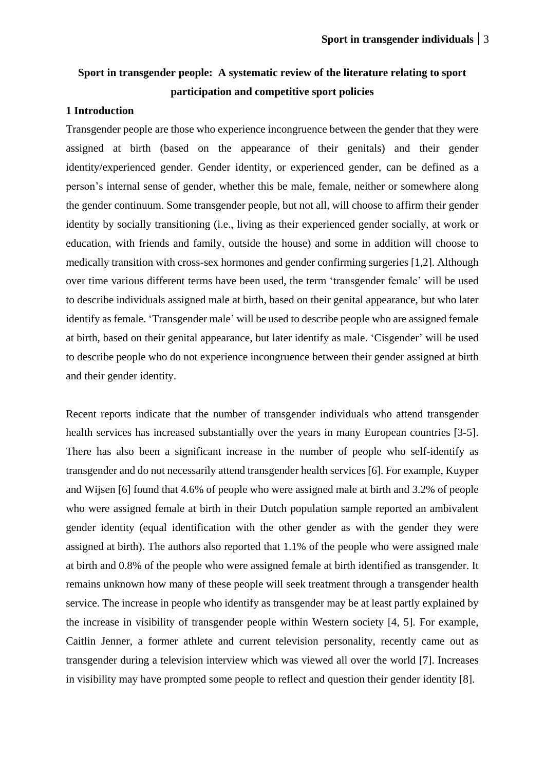# Sport in transgender people: A systematic review of the literature relating to sport participation and competitive sport policies

## 1 Introduction

Transgender people are those who experience incongruence between the gender that they were assigned at birth (based on the appearance of their genitals) and their gender identity/experienced gender. Gender identity, or experienced gender, can be defined as a person's internal sense of gender, whether this be male, female, neither or somewhere along the gender continuum. Some transgender people, but not all, will choose to affirm their gender identity by socially transitioning (i.e., living as their experienced gender socially, at work or education, with friends and family, outside the house) and some in addition will choose to medically transition with cross-sex hormones and gender confirming surgeries [1,2]. Although over time various different terms have been used, the term 'transgender female' will be used to describe individuals assigned male at birth, based on their genital appearance, but who later identify as female. 'Transgender male' will be used to describe people who are assigned female at birth, based on their genital appearance, but later identify as male. 'Cisgender' will be used to describe people who do not experience incongruence between their gender assigned at birth and their gender identity.

Recent reports indicate that the number of transgender individuals who attend transgender health services has increased substantially over the years in many European countries [3-5]. There has also been a significant increase in the number of people who self-identify as transgender and do not necessarily attend transgender health services [6]. For example, Kuyper and Wijsen [6] found that 4.6% of people who were assigned male at birth and 3.2% of people who were assigned female at birth in their Dutch population sample reported an ambivalent gender identity (equal identification with the other gender as with the gender they were assigned at birth). The authors also reported that 1.1% of the people who were assigned male at birth and 0.8% of the people who were assigned female at birth identified as transgender. It remains unknown how many of these people will seek treatment through a transgender health service. The increase in people who identify as transgender may be at least partly explained by the increase in visibility of transgender people within Western society [4, 5]. For example, Caitlin Jenner, a former athlete and current television personality, recently came out as transgender during a television interview which was viewed all over the world [7]. Increases in visibility may have prompted some people to reflect and question their gender identity [8].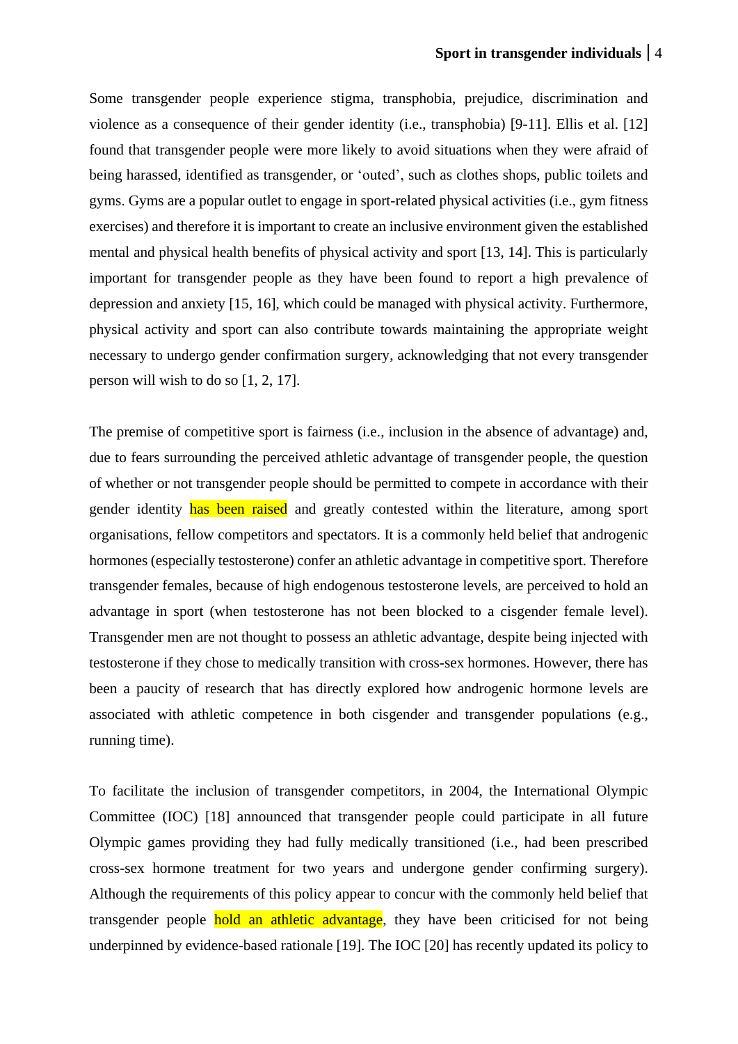Some transgender people experience stigma, transphobia, prejudice, discrimination and violence as a consequence of their gender identity (i.e., transphobia) [9-11]. Ellis et al. [12] found that transgender people were more likely to avoid situations when they were afraid of being harassed, identified as transgender, or 'outed', such as clothes shops, public toilets and gyms. Gyms are a popular outlet to engage in sport-related physical activities (i.e., gym fitness exercises) and therefore it is important to create an inclusive environment given the established mental and physical health benefits of physical activity and sport [13, 14]. This is particularly important for transgender people as they have been found to report a high prevalence of depression and anxiety [15, 16], which could be managed with physical activity. Furthermore, physical activity and sport can also contribute towards maintaining the appropriate weight necessary to undergo gender confirmation surgery, acknowledging that not every transgender person will wish to do so [1, 2, 17].

The premise of competitive sport is fairness (i.e., inclusion in the absence of advantage) and, due to fears surrounding the perceived athletic advantage of transgender people, the question of whether or not transgender people should be permitted to compete in accordance with their gender identity has been raised and greatly contested within the literature, among sport organisations, fellow competitors and spectators. It is a commonly held belief that androgenic hormones (especially testosterone) confer an athletic advantage in competitive sport. Therefore transgender females, because of high endogenous testosterone levels, are perceived to hold an advantage in sport (when testosterone has not been blocked to a cisgender female level). Transgender men are not thought to possess an athletic advantage, despite being injected with testosterone if they chose to medically transition with cross-sex hormones. However, there has been a paucity of research that has directly explored how androgenic hormone levels are associated with athletic competence in both cisgender and transgender populations (e.g., running time).

To facilitate the inclusion of transgender competitors, in 2004, the International Olympic Committee (IOC) [18] announced that transgender people could participate in all future Olympic games providing they had fully medically transitioned (i.e., had been prescribed cross-sex hormone treatment for two years and undergone gender confirming surgery). Although the requirements of this policy appear to concur with the commonly held belief that transgender people hold an athletic advantage, they have been criticised for not being underpinned by evidence-based rationale [19]. The IOC [20] has recently updated its policy to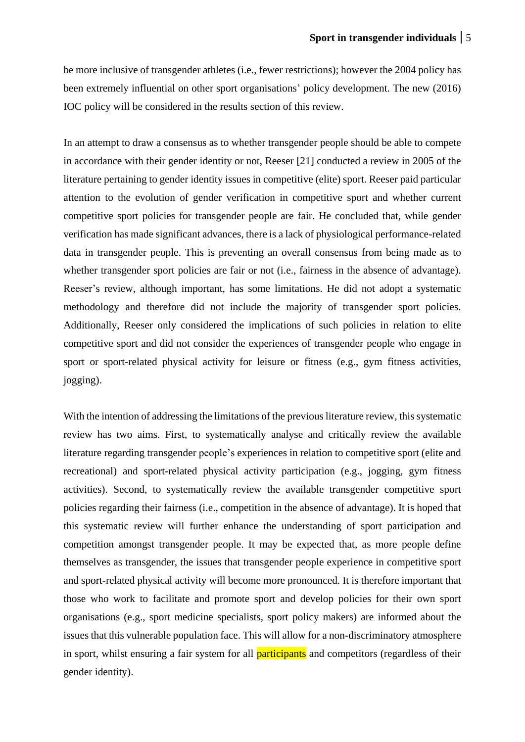be more inclusive of transgender athletes (i.e., fewer restrictions); however the 2004 policy has been extremely influential on other sport organisations' policy development. The new (2016) IOC policy will be considered in the results section of this review.

In an attempt to draw a consensus as to whether transgender people should be able to compete in accordance with their gender identity or not, Reeser [21] conducted a review in 2005 of the literature pertaining to gender identity issues in competitive (elite) sport. Reeser paid particular attention to the evolution of gender verification in competitive sport and whether current competitive sport policies for transgender people are fair. He concluded that, while gender verification has made significant advances, there is a lack of physiological performance-related data in transgender people. This is preventing an overall consensus from being made as to whether transgender sport policies are fair or not (i.e., fairness in the absence of advantage). Reeser's review, although important, has some limitations. He did not adopt a systematic methodology and therefore did not include the majority of transgender sport policies. Additionally, Reeser only considered the implications of such policies in relation to elite competitive sport and did not consider the experiences of transgender people who engage in sport or sport-related physical activity for leisure or fitness (e.g., gym fitness activities, jogging).

With the intention of addressing the limitations of the previous literature review, this systematic review has two aims. First, to systematically analyse and critically review the available literature regarding transgender people's experiences in relation to competitive sport (elite and recreational) and sport-related physical activity participation (e.g., jogging, gym fitness activities). Second, to systematically review the available transgender competitive sport policies regarding their fairness (i.e., competition in the absence of advantage). It is hoped that this systematic review will further enhance the understanding of sport participation and competition amongst transgender people. It may be expected that, as more people define themselves as transgender, the issues that transgender people experience in competitive sport and sport-related physical activity will become more pronounced. It is therefore important that those who work to facilitate and promote sport and develop policies for their own sport organisations (e.g., sport medicine specialists, sport policy makers) are informed about the issues that this vulnerable population face. This will allow for a non-discriminatory atmosphere in sport, whilst ensuring a fair system for all participants and competitors (regardless of their gender identity).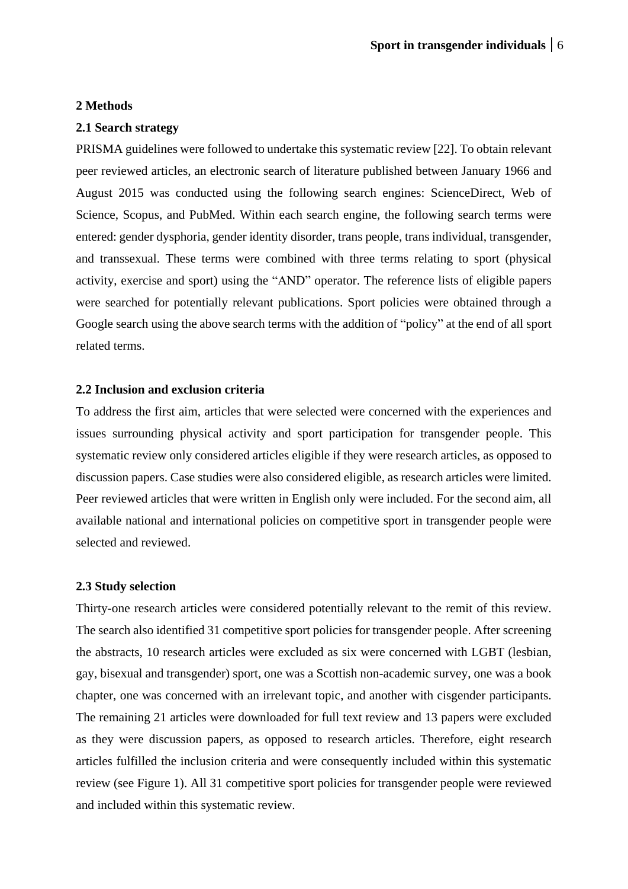## 2 Methods

### 2.1 Search strategy

PRISMA guidelines were followed to undertake this systematic review [22]. To obtain relevant peer reviewed articles, an electronic search of literature published between January 1966 and August 2015 was conducted using the following search engines: ScienceDirect, Web of Science, Scopus, and PubMed. Within each search engine, the following search terms were entered: gender dysphoria, gender identity disorder, trans people, trans individual, transgender, and transsexual. These terms were combined with three terms relating to sport (physical activity, exercise and sport) using the "AND" operator. The reference lists of eligible papers were searched for potentially relevant publications. Sport policies were obtained through a Google search using the above search terms with the addition of "policy" at the end of all sport related terms.

### 2.2 Inclusion and exclusion criteria

To address the first aim, articles that were selected were concerned with the experiences and issues surrounding physical activity and sport participation for transgender people. This systematic review only considered articles eligible if they were research articles, as opposed to discussion papers. Case studies were also considered eligible, as research articles were limited. Peer reviewed articles that were written in English only were included. For the second aim, all available national and international policies on competitive sport in transgender people were selected and reviewed.

### 2.3 Study selection

Thirty-one research articles were considered potentially relevant to the remit of this review. The search also identified 31 competitive sport policies for transgender people. After screening the abstracts, 10 research articles were excluded as six were concerned with LGBT (lesbian, gay, bisexual and transgender) sport, one was a Scottish non-academic survey, one was a book chapter, one was concerned with an irrelevant topic, and another with cisgender participants. The remaining 21 articles were downloaded for full text review and 13 papers were excluded as they were discussion papers, as opposed to research articles. Therefore, eight research articles fulfilled the inclusion criteria and were consequently included within this systematic review (see Figure 1). All 31 competitive sport policies for transgender people were reviewed and included within this systematic review.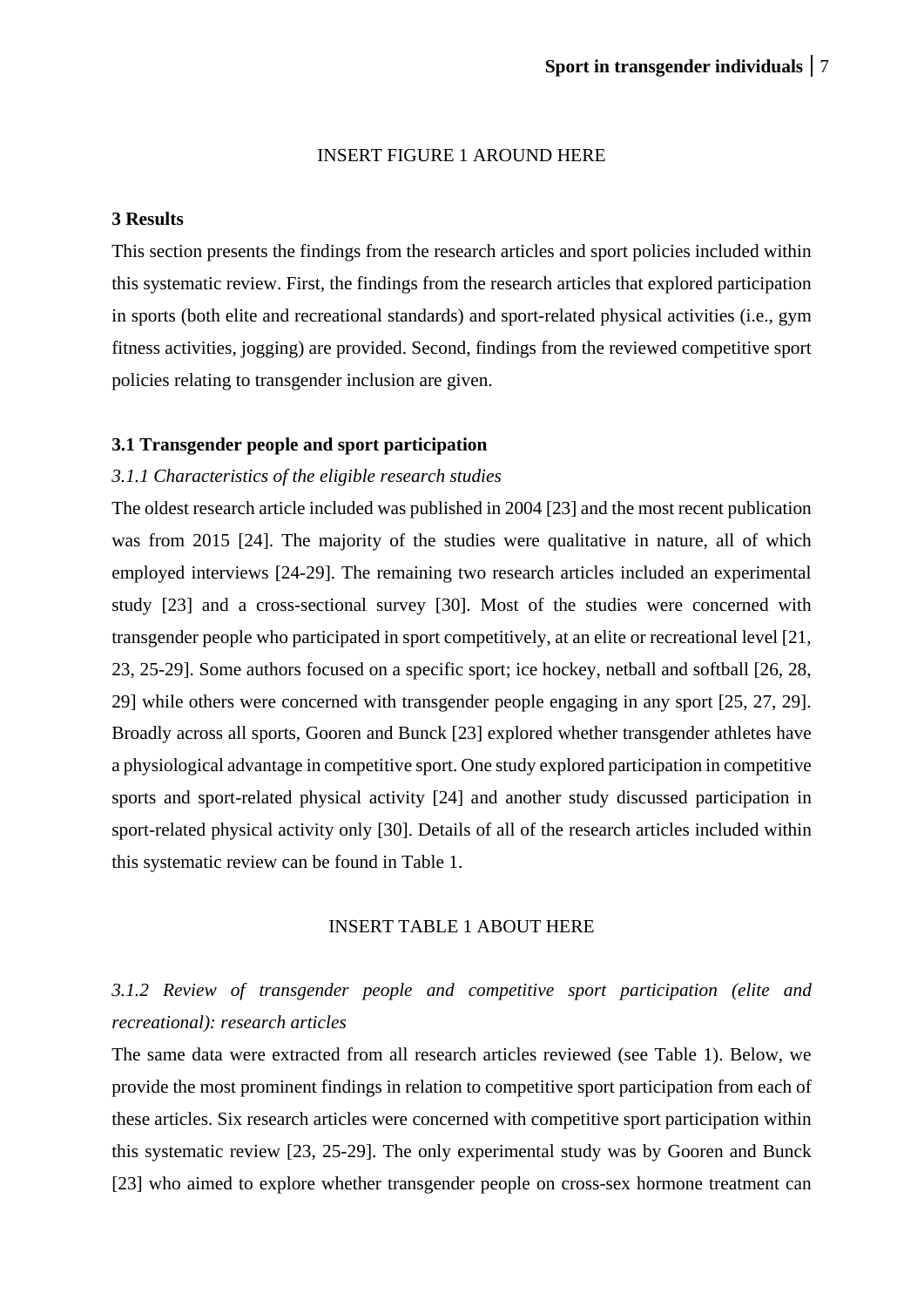INSERT FIGURE 1 AROUND HERE

## 3 Results

This section presents the findings from the research articles and sport policies included within this systematic review. First, the findings from the research articles that explored participation in sports (both elite and recreational standards) and sport-related physical activities (i.e., gym fitness activities, jogging) are provided. Second, findings from the reviewed competitive sport policies relating to transgender inclusion are given.

### 3.1 Transgender people and sport participation

#### *3.1.1 Characteristics of the eligible research studies*

The oldest research article included was published in 2004 [23] and the most recent publication was from 2015 [24]. The majority of the studies were qualitative in nature, all of which employed interviews [24-29]. The remaining two research articles included an experimental study [23] and a cross-sectional survey [30]. Most of the studies were concerned with transgender people who participated in sport competitively, at an elite or recreational level [21, 23, 25-29]. Some authors focused on a specific sport; ice hockey, netball and softball [26, 28, 29] while others were concerned with transgender people engaging in any sport [25, 27, 29]. Broadly across all sports, Gooren and Bunck [23] explored whether transgender athletes have a physiological advantage in competitive sport. One study explored participation in competitive sports and sport-related physical activity [24] and another study discussed participation in sport-related physical activity only [30]. Details of all of the research articles included within this systematic review can be found in Table 1.

INSERT TABLE 1 ABOUT HERE

#### *3.1.2 Review of transgender people and competitive sport participation (elite and recreational): research articles*

The same data were extracted from all research articles reviewed (see Table 1). Below, we provide the most prominent findings in relation to competitive sport participation from each of these articles. Six research articles were concerned with competitive sport participation within this systematic review [23, 25-29]. The only experimental study was by Gooren and Bunck [23] who aimed to explore whether transgender people on cross-sex hormone treatment can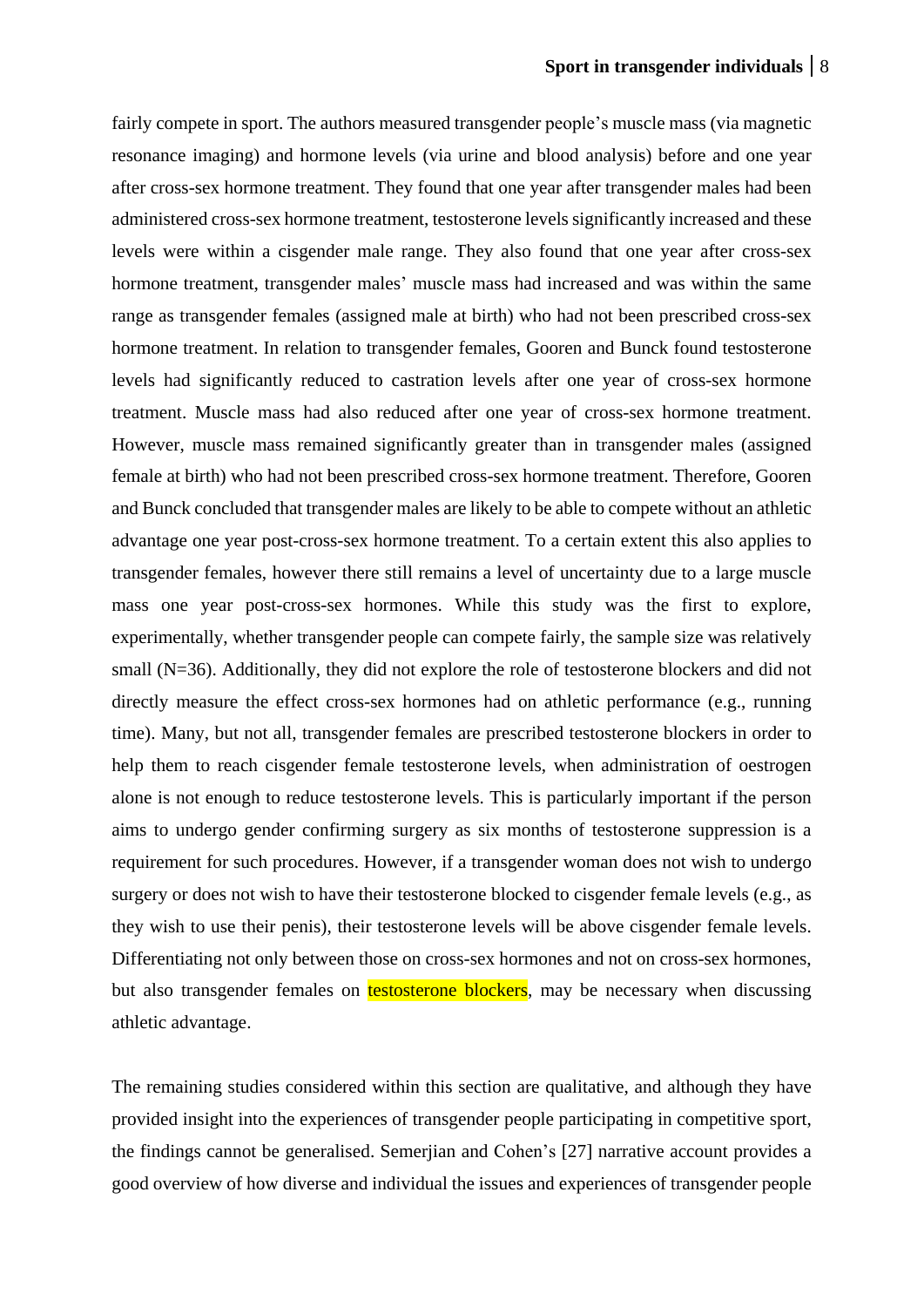fairly compete in sport. The authors measured transgender people's muscle mass (via magnetic resonance imaging) and hormone levels (via urine and blood analysis) before and one year after cross-sex hormone treatment. They found that one year after transgender males had been administered cross-sex hormone treatment, testosterone levels significantly increased and these levels were within a cisgender male range. They also found that one year after cross-sex hormone treatment, transgender males' muscle mass had increased and was within the same range as transgender females (assigned male at birth) who had not been prescribed cross-sex hormone treatment. In relation to transgender females, Gooren and Bunck found testosterone levels had significantly reduced to castration levels after one year of cross-sex hormone treatment. Muscle mass had also reduced after one year of cross-sex hormone treatment. However, muscle mass remained significantly greater than in transgender males (assigned female at birth) who had not been prescribed cross-sex hormone treatment. Therefore, Gooren and Bunck concluded that transgender males are likely to be able to compete without an athletic advantage one year post-cross-sex hormone treatment. To a certain extent this also applies to transgender females, however there still remains a level of uncertainty due to a large muscle mass one year post-cross-sex hormones. While this study was the first to explore, experimentally, whether transgender people can compete fairly, the sample size was relatively small (N=36). Additionally, they did not explore the role of testosterone blockers and did not directly measure the effect cross-sex hormones had on athletic performance (e.g., running time). Many, but not all, transgender females are prescribed testosterone blockers in order to help them to reach cisgender female testosterone levels, when administration of oestrogen alone is not enough to reduce testosterone levels. This is particularly important if the person aims to undergo gender confirming surgery as six months of testosterone suppression is a requirement for such procedures. However, if a transgender woman does not wish to undergo surgery or does not wish to have their testosterone blocked to cisgender female levels (e.g., as they wish to use their penis), their testosterone levels will be above cisgender female levels. Differentiating not only between those on cross-sex hormones and not on cross-sex hormones, but also transgender females on testosterone blockers, may be necessary when discussing athletic advantage.

The remaining studies considered within this section are qualitative, and although they have provided insight into the experiences of transgender people participating in competitive sport, the findings cannot be generalised. Semerjian and Cohen's [27] narrative account provides a good overview of how diverse and individual the issues and experiences of transgender people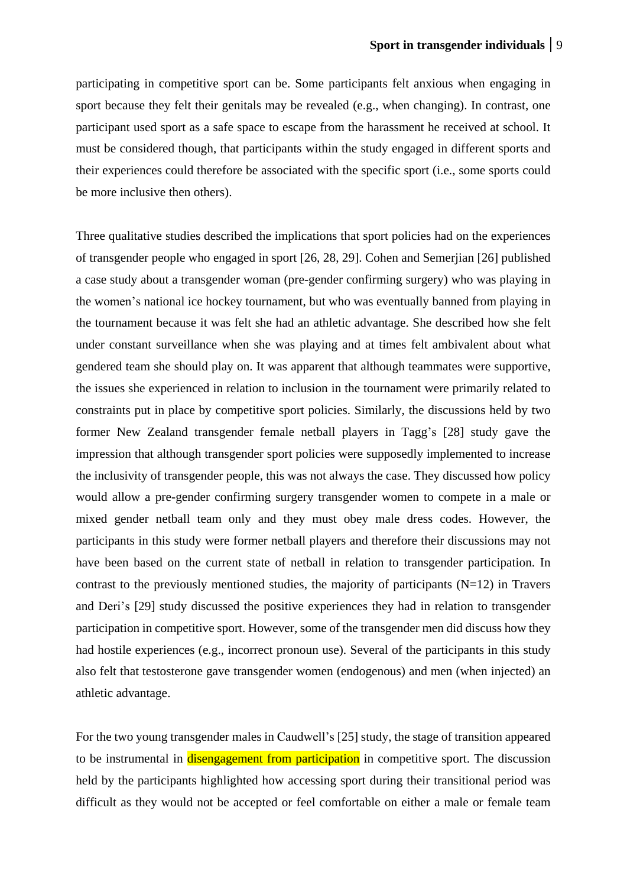participating in competitive sport can be. Some participants felt anxious when engaging in sport because they felt their genitals may be revealed (e.g., when changing). In contrast, one participant used sport as a safe space to escape from the harassment he received at school. It must be considered though, that participants within the study engaged in different sports and their experiences could therefore be associated with the specific sport (i.e., some sports could be more inclusive then others).

Three qualitative studies described the implications that sport policies had on the experiences of transgender people who engaged in sport [26, 28, 29]. Cohen and Semerjian [26] published a case study about a transgender woman (pre-gender confirming surgery) who was playing in the women's national ice hockey tournament, but who was eventually banned from playing in the tournament because it was felt she had an athletic advantage. She described how she felt under constant surveillance when she was playing and at times felt ambivalent about what gendered team she should play on. It was apparent that although teammates were supportive, the issues she experienced in relation to inclusion in the tournament were primarily related to constraints put in place by competitive sport policies. Similarly, the discussions held by two former New Zealand transgender female netball players in Tagg's [28] study gave the impression that although transgender sport policies were supposedly implemented to increase the inclusivity of transgender people, this was not always the case. They discussed how policy would allow a pre-gender confirming surgery transgender women to compete in a male or mixed gender netball team only and they must obey male dress codes. However, the participants in this study were former netball players and therefore their discussions may not have been based on the current state of netball in relation to transgender participation. In contrast to the previously mentioned studies, the majority of participants (N=12) in Travers and Deri's [29] study discussed the positive experiences they had in relation to transgender participation in competitive sport. However, some of the transgender men did discuss how they had hostile experiences (e.g., incorrect pronoun use). Several of the participants in this study also felt that testosterone gave transgender women (endogenous) and men (when injected) an athletic advantage.

For the two young transgender males in Caudwell's [25] study, the stage of transition appeared to be instrumental in disengagement from participation in competitive sport. The discussion held by the participants highlighted how accessing sport during their transitional period was difficult as they would not be accepted or feel comfortable on either a male or female team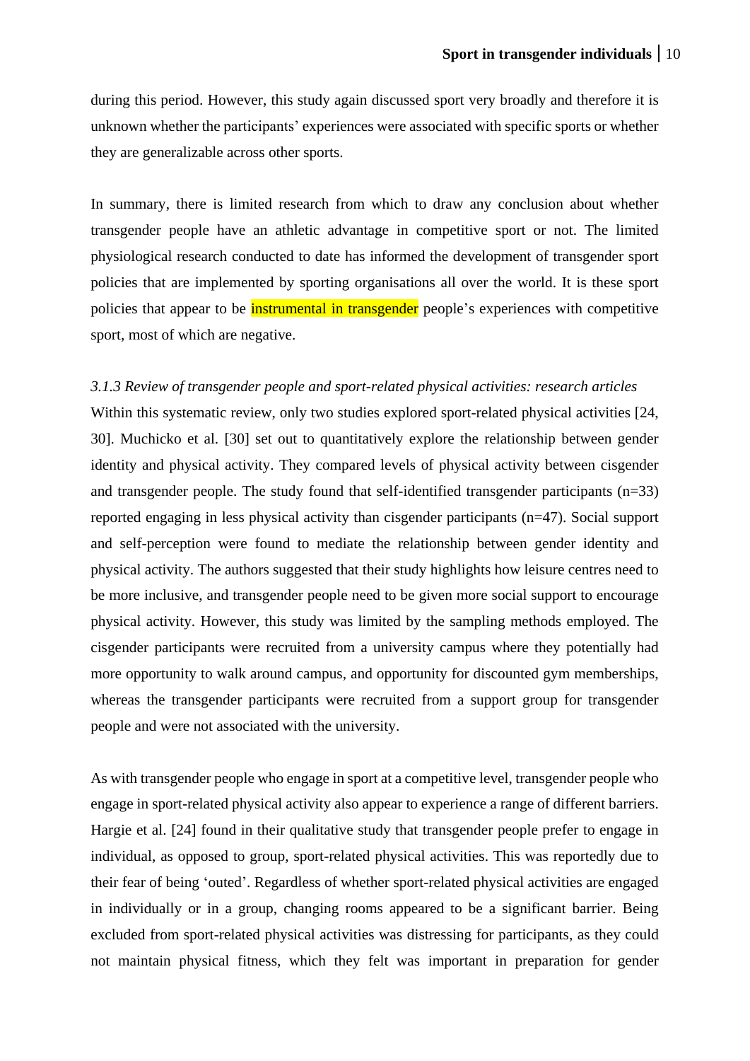during this period. However, this study again discussed sport very broadly and therefore it is unknown whether the participants' experiences were associated with specific sports or whether they are generalizable across other sports.

In summary, there is limited research from which to draw any conclusion about whether transgender people have an athletic advantage in competitive sport or not. The limited physiological research conducted to date has informed the development of transgender sport policies that are implemented by sporting organisations all over the world. It is these sport policies that appear to be instrumental in transgender people's experiences with competitive sport, most of which are negative.

*3.1.3 Review of transgender people and sport-related physical activities: research articles*

Within this systematic review, only two studies explored sport-related physical activities [24, 30]. Muchicko et al. [30] set out to quantitatively explore the relationship between gender identity and physical activity. They compared levels of physical activity between cisgender and transgender people. The study found that self-identified transgender participants (n=33) reported engaging in less physical activity than cisgender participants (n=47). Social support and self-perception were found to mediate the relationship between gender identity and physical activity. The authors suggested that their study highlights how leisure centres need to be more inclusive, and transgender people need to be given more social support to encourage physical activity. However, this study was limited by the sampling methods employed. The cisgender participants were recruited from a university campus where they potentially had more opportunity to walk around campus, and opportunity for discounted gym memberships, whereas the transgender participants were recruited from a support group for transgender people and were not associated with the university.

As with transgender people who engage in sport at a competitive level, transgender people who engage in sport-related physical activity also appear to experience a range of different barriers. Hargie et al. [24] found in their qualitative study that transgender people prefer to engage in individual, as opposed to group, sport-related physical activities. This was reportedly due to their fear of being 'outed'. Regardless of whether sport-related physical activities are engaged in individually or in a group, changing rooms appeared to be a significant barrier. Being excluded from sport-related physical activities was distressing for participants, as they could not maintain physical fitness, which they felt was important in preparation for gender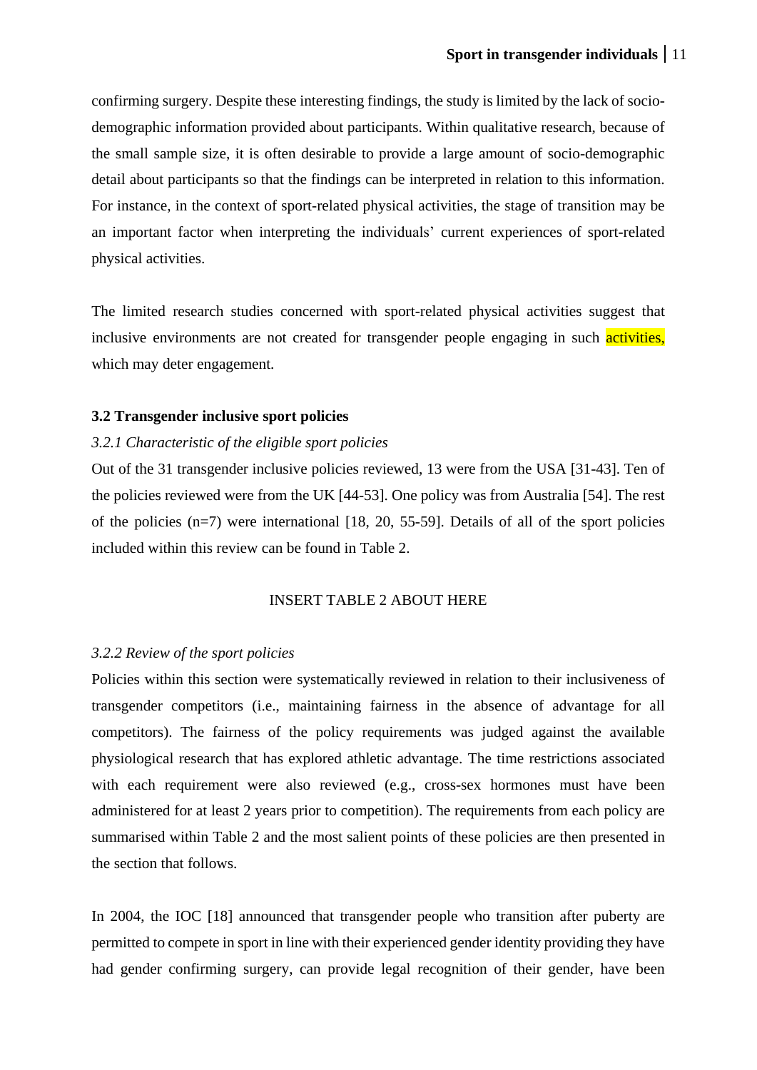confirming surgery. Despite these interesting findings, the study is limited by the lack of socio-demographic information provided about participants. Within qualitative research, because of the small sample size, it is often desirable to provide a large amount of socio-demographic detail about participants so that the findings can be interpreted in relation to this information. For instance, in the context of sport-related physical activities, the stage of transition may be an important factor when interpreting the individuals' current experiences of sport-related physical activities.

The limited research studies concerned with sport-related physical activities suggest that inclusive environments are not created for transgender people engaging in such activities, which may deter engagement.

### 3.2 Transgender inclusive sport policies

#### *3.2.1 Characteristic of the eligible sport policies*

Out of the 31 transgender inclusive policies reviewed, 13 were from the USA [31-43]. Ten of the policies reviewed were from the UK [44-53]. One policy was from Australia [54]. The rest of the policies (n=7) were international [18, 20, 55-59]. Details of all of the sport policies included within this review can be found in Table 2.

INSERT TABLE 2 ABOUT HERE

#### *3.2.2 Review of the sport policies*

Policies within this section were systematically reviewed in relation to their inclusiveness of transgender competitors (i.e., maintaining fairness in the absence of advantage for all competitors). The fairness of the policy requirements was judged against the available physiological research that has explored athletic advantage. The time restrictions associated with each requirement were also reviewed (e.g., cross-sex hormones must have been administered for at least 2 years prior to competition). The requirements from each policy are summarised within Table 2 and the most salient points of these policies are then presented in the section that follows.

In 2004, the IOC [18] announced that transgender people who transition after puberty are permitted to compete in sport in line with their experienced gender identity providing they have had gender confirming surgery, can provide legal recognition of their gender, have been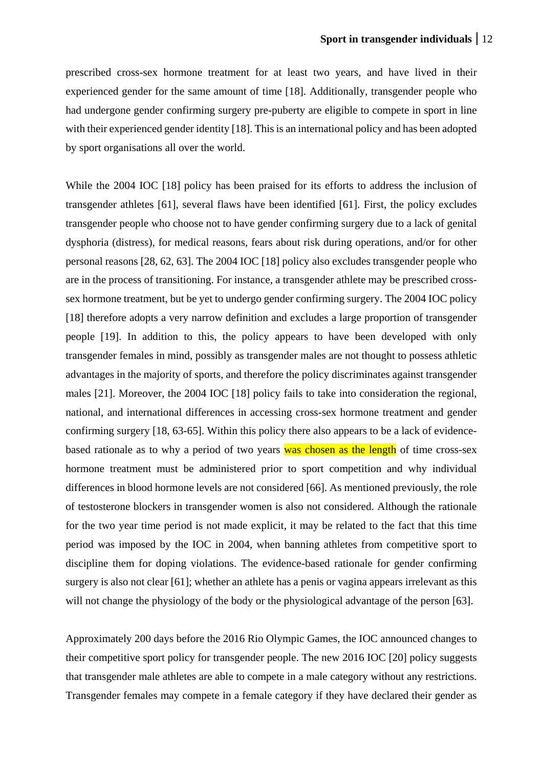prescribed cross-sex hormone treatment for at least two years, and have lived in their experienced gender for the same amount of time [18]. Additionally, transgender people who had undergone gender confirming surgery pre-puberty are eligible to compete in sport in line with their experienced gender identity [18]. This is an international policy and has been adopted by sport organisations all over the world.

While the 2004 IOC [18] policy has been praised for its efforts to address the inclusion of transgender athletes [61], several flaws have been identified [61]. First, the policy excludes transgender people who choose not to have gender confirming surgery due to a lack of genital dysphoria (distress), for medical reasons, fears about risk during operations, and/or for other personal reasons [28, 62, 63]. The 2004 IOC [18] policy also excludes transgender people who are in the process of transitioning. For instance, a transgender athlete may be prescribed cross-sex hormone treatment, but be yet to undergo gender confirming surgery. The 2004 IOC policy [18] therefore adopts a very narrow definition and excludes a large proportion of transgender people [19]. In addition to this, the policy appears to have been developed with only transgender females in mind, possibly as transgender males are not thought to possess athletic advantages in the majority of sports, and therefore the policy discriminates against transgender males [21]. Moreover, the 2004 IOC [18] policy fails to take into consideration the regional, national, and international differences in accessing cross-sex hormone treatment and gender confirming surgery [18, 63-65]. Within this policy there also appears to be a lack of evidence-based rationale as to why a period of two years was chosen as the length of time cross-sex hormone treatment must be administered prior to sport competition and why individual differences in blood hormone levels are not considered [66]. As mentioned previously, the role of testosterone blockers in transgender women is also not considered. Although the rationale for the two year time period is not made explicit, it may be related to the fact that this time period was imposed by the IOC in 2004, when banning athletes from competitive sport to discipline them for doping violations. The evidence-based rationale for gender confirming surgery is also not clear [61]; whether an athlete has a penis or vagina appears irrelevant as this will not change the physiology of the body or the physiological advantage of the person [63].

Approximately 200 days before the 2016 Rio Olympic Games, the IOC announced changes to their competitive sport policy for transgender people. The new 2016 IOC [20] policy suggests that transgender male athletes are able to compete in a male category without any restrictions. Transgender females may compete in a female category if they have declared their gender as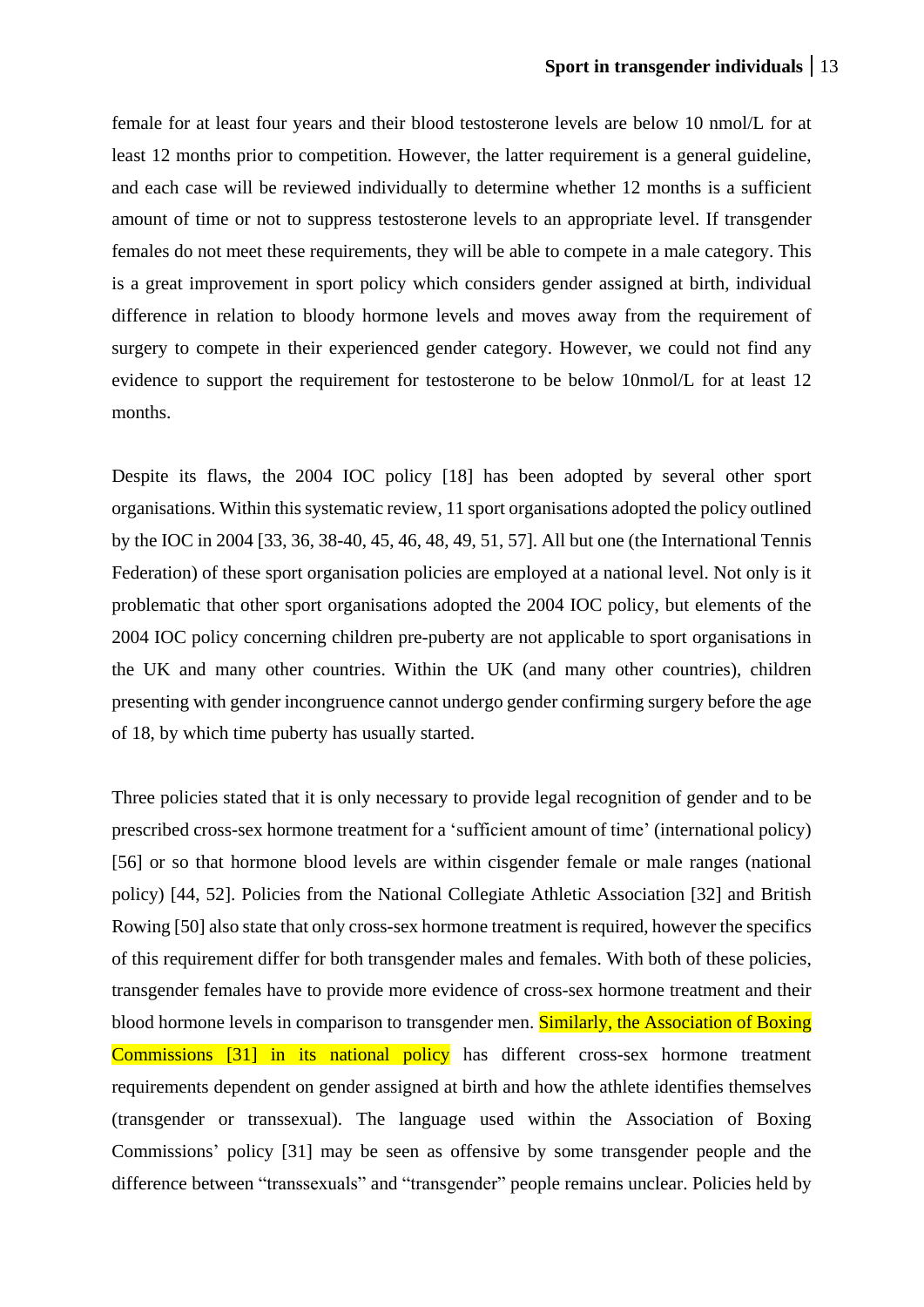female for at least four years and their blood testosterone levels are below 10 nmol/L for at least 12 months prior to competition. However, the latter requirement is a general guideline, and each case will be reviewed individually to determine whether 12 months is a sufficient amount of time or not to suppress testosterone levels to an appropriate level. If transgender females do not meet these requirements, they will be able to compete in a male category. This is a great improvement in sport policy which considers gender assigned at birth, individual difference in relation to bloody hormone levels and moves away from the requirement of surgery to compete in their experienced gender category. However, we could not find any evidence to support the requirement for testosterone to be below 10nmol/L for at least 12 months.

Despite its flaws, the 2004 IOC policy [18] has been adopted by several other sport organisations. Within this systematic review, 11 sport organisations adopted the policy outlined by the IOC in 2004 [33, 36, 38-40, 45, 46, 48, 49, 51, 57]. All but one (the International Tennis Federation) of these sport organisation policies are employed at a national level. Not only is it problematic that other sport organisations adopted the 2004 IOC policy, but elements of the 2004 IOC policy concerning children pre-puberty are not applicable to sport organisations in the UK and many other countries. Within the UK (and many other countries), children presenting with gender incongruence cannot undergo gender confirming surgery before the age of 18, by which time puberty has usually started.

Three policies stated that it is only necessary to provide legal recognition of gender and to be prescribed cross-sex hormone treatment for a 'sufficient amount of time' (international policy) [56] or so that hormone blood levels are within cisgender female or male ranges (national policy) [44, 52]. Policies from the National Collegiate Athletic Association [32] and British Rowing [50] also state that only cross-sex hormone treatment is required, however the specifics of this requirement differ for both transgender males and females. With both of these policies, transgender females have to provide more evidence of cross-sex hormone treatment and their blood hormone levels in comparison to transgender men. Similarly, the Association of Boxing Commissions [31] in its national policy has different cross-sex hormone treatment requirements dependent on gender assigned at birth and how the athlete identifies themselves (transgender or transsexual). The language used within the Association of Boxing Commissions' policy [31] may be seen as offensive by some transgender people and the difference between "transsexuals" and "transgender" people remains unclear. Policies held by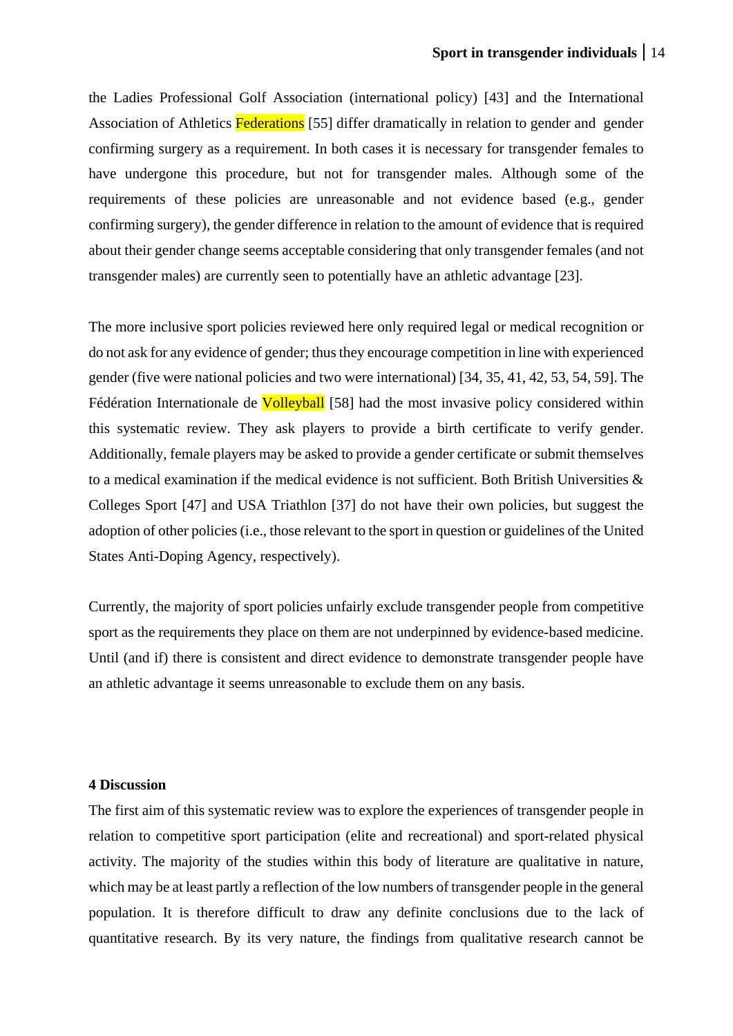the Ladies Professional Golf Association (international policy) [43] and the International Association of Athletics Federations [55] differ dramatically in relation to gender and gender confirming surgery as a requirement. In both cases it is necessary for transgender females to have undergone this procedure, but not for transgender males. Although some of the requirements of these policies are unreasonable and not evidence based (e.g., gender confirming surgery), the gender difference in relation to the amount of evidence that is required about their gender change seems acceptable considering that only transgender females (and not transgender males) are currently seen to potentially have an athletic advantage [23].

The more inclusive sport policies reviewed here only required legal or medical recognition or do not ask for any evidence of gender; thus they encourage competition in line with experienced gender (five were national policies and two were international) [34, 35, 41, 42, 53, 54, 59]. The Fédération Internationale de Volleyball [58] had the most invasive policy considered within this systematic review. They ask players to provide a birth certificate to verify gender. Additionally, female players may be asked to provide a gender certificate or submit themselves to a medical examination if the medical evidence is not sufficient. Both British Universities & Colleges Sport [47] and USA Triathlon [37] do not have their own policies, but suggest the adoption of other policies (i.e., those relevant to the sport in question or guidelines of the United States Anti-Doping Agency, respectively).

Currently, the majority of sport policies unfairly exclude transgender people from competitive sport as the requirements they place on them are not underpinned by evidence-based medicine. Until (and if) there is consistent and direct evidence to demonstrate transgender people have an athletic advantage it seems unreasonable to exclude them on any basis.

## 4 Discussion

The first aim of this systematic review was to explore the experiences of transgender people in relation to competitive sport participation (elite and recreational) and sport-related physical activity. The majority of the studies within this body of literature are qualitative in nature, which may be at least partly a reflection of the low numbers of transgender people in the general population. It is therefore difficult to draw any definite conclusions due to the lack of quantitative research. By its very nature, the findings from qualitative research cannot be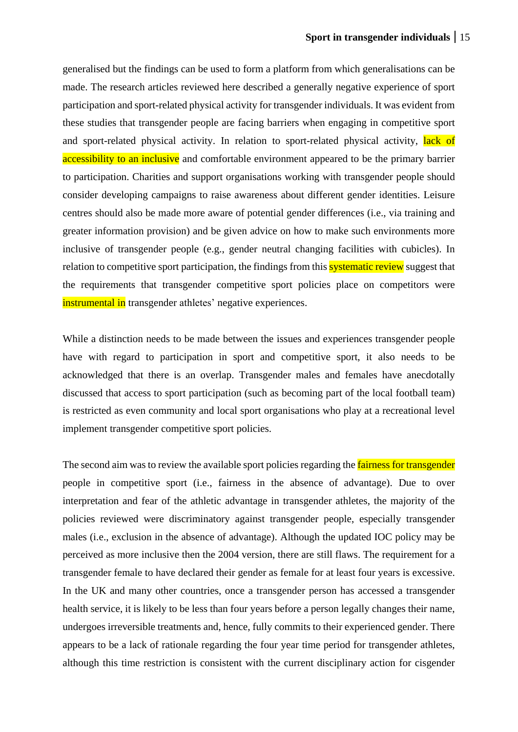generalised but the findings can be used to form a platform from which generalisations can be made. The research articles reviewed here described a generally negative experience of sport participation and sport-related physical activity for transgender individuals. It was evident from these studies that transgender people are facing barriers when engaging in competitive sport and sport-related physical activity. In relation to sport-related physical activity, lack of accessibility to an inclusive and comfortable environment appeared to be the primary barrier to participation. Charities and support organisations working with transgender people should consider developing campaigns to raise awareness about different gender identities. Leisure centres should also be made more aware of potential gender differences (i.e., via training and greater information provision) and be given advice on how to make such environments more inclusive of transgender people (e.g., gender neutral changing facilities with cubicles). In relation to competitive sport participation, the findings from this systematic review suggest that the requirements that transgender competitive sport policies place on competitors were instrumental in transgender athletes' negative experiences.

While a distinction needs to be made between the issues and experiences transgender people have with regard to participation in sport and competitive sport, it also needs to be acknowledged that there is an overlap. Transgender males and females have anecdotally discussed that access to sport participation (such as becoming part of the local football team) is restricted as even community and local sport organisations who play at a recreational level implement transgender competitive sport policies.

The second aim was to review the available sport policies regarding the fairness for transgender people in competitive sport (i.e., fairness in the absence of advantage). Due to over interpretation and fear of the athletic advantage in transgender athletes, the majority of the policies reviewed were discriminatory against transgender people, especially transgender males (i.e., exclusion in the absence of advantage). Although the updated IOC policy may be perceived as more inclusive then the 2004 version, there are still flaws. The requirement for a transgender female to have declared their gender as female for at least four years is excessive. In the UK and many other countries, once a transgender person has accessed a transgender health service, it is likely to be less than four years before a person legally changes their name, undergoes irreversible treatments and, hence, fully commits to their experienced gender. There appears to be a lack of rationale regarding the four year time period for transgender athletes, although this time restriction is consistent with the current disciplinary action for cisgender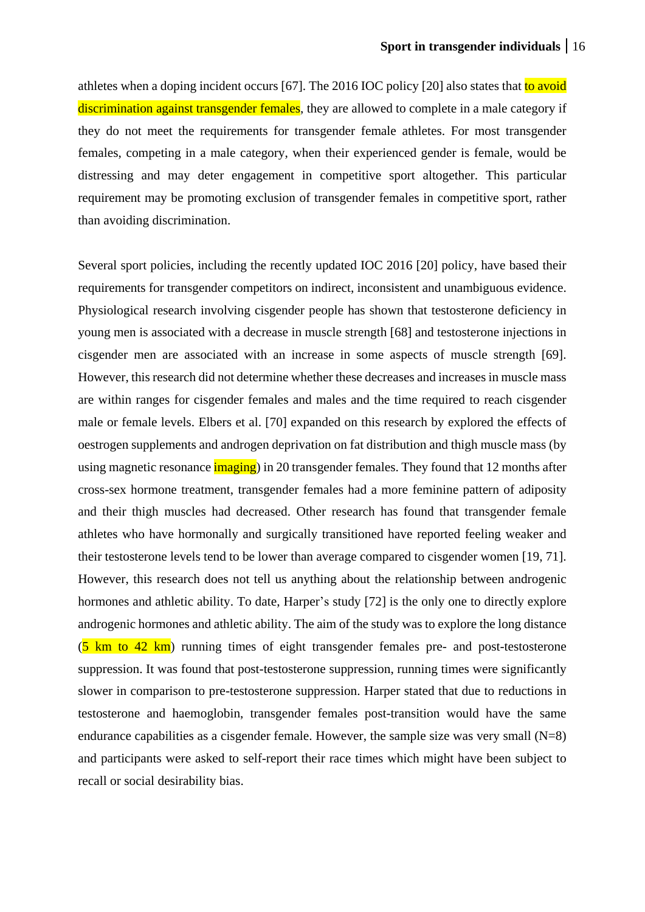athletes when a doping incident occurs [67]. The 2016 IOC policy [20] also states that to avoid discrimination against transgender females, they are allowed to complete in a male category if they do not meet the requirements for transgender female athletes. For most transgender females, competing in a male category, when their experienced gender is female, would be distressing and may deter engagement in competitive sport altogether. This particular requirement may be promoting exclusion of transgender females in competitive sport, rather than avoiding discrimination.

Several sport policies, including the recently updated IOC 2016 [20] policy, have based their requirements for transgender competitors on indirect, inconsistent and unambiguous evidence. Physiological research involving cisgender people has shown that testosterone deficiency in young men is associated with a decrease in muscle strength [68] and testosterone injections in cisgender men are associated with an increase in some aspects of muscle strength [69]. However, this research did not determine whether these decreases and increases in muscle mass are within ranges for cisgender females and males and the time required to reach cisgender male or female levels. Elbers et al. [70] expanded on this research by explored the effects of oestrogen supplements and androgen deprivation on fat distribution and thigh muscle mass (by using magnetic resonance imaging) in 20 transgender females. They found that 12 months after cross-sex hormone treatment, transgender females had a more feminine pattern of adiposity and their thigh muscles had decreased. Other research has found that transgender female athletes who have hormonally and surgically transitioned have reported feeling weaker and their testosterone levels tend to be lower than average compared to cisgender women [19, 71]. However, this research does not tell us anything about the relationship between androgenic hormones and athletic ability. To date, Harper's study [72] is the only one to directly explore androgenic hormones and athletic ability. The aim of the study was to explore the long distance (5 km to 42 km) running times of eight transgender females pre- and post-testosterone suppression. It was found that post-testosterone suppression, running times were significantly slower in comparison to pre-testosterone suppression. Harper stated that due to reductions in testosterone and haemoglobin, transgender females post-transition would have the same endurance capabilities as a cisgender female. However, the sample size was very small (N=8) and participants were asked to self-report their race times which might have been subject to recall or social desirability bias.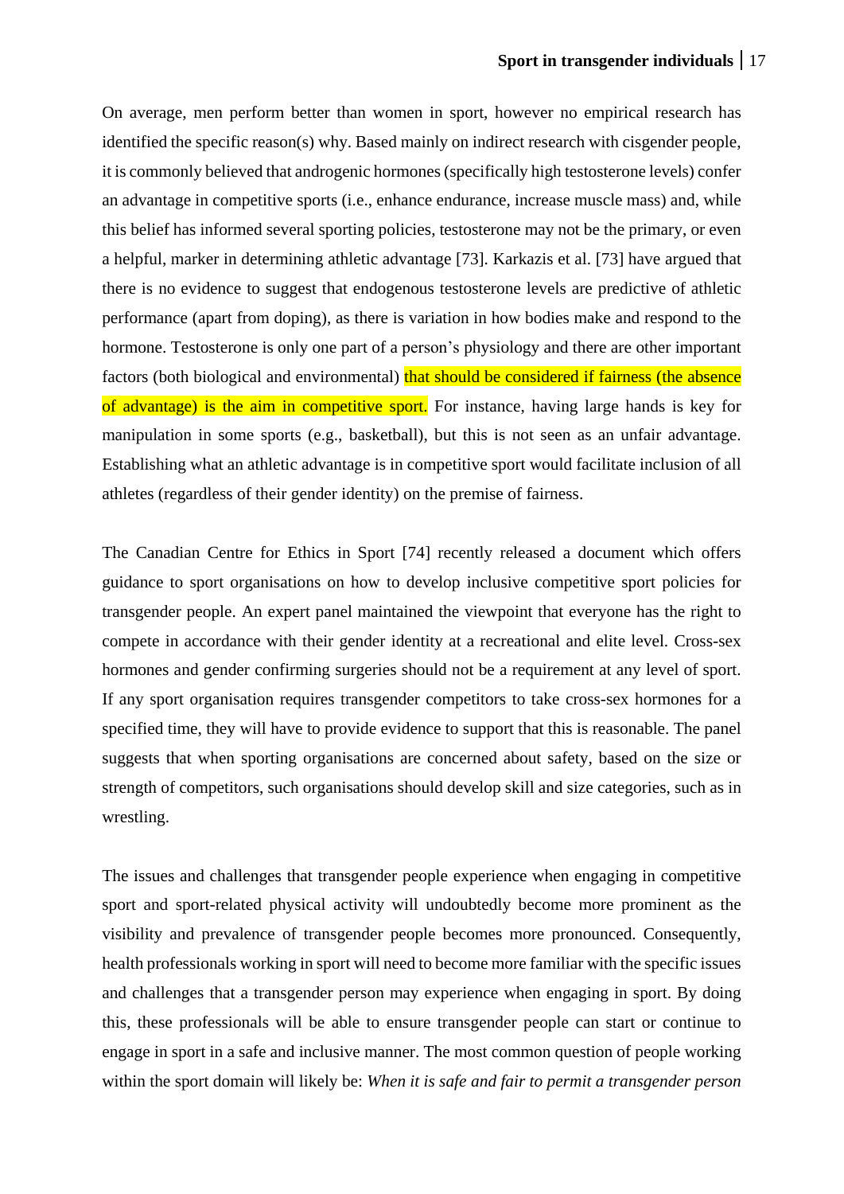On average, men perform better than women in sport, however no empirical research has identified the specific reason(s) why. Based mainly on indirect research with cisgender people, it is commonly believed that androgenic hormones (specifically high testosterone levels) confer an advantage in competitive sports (i.e., enhance endurance, increase muscle mass) and, while this belief has informed several sporting policies, testosterone may not be the primary, or even a helpful, marker in determining athletic advantage [73]. Karkazis et al. [73] have argued that there is no evidence to suggest that endogenous testosterone levels are predictive of athletic performance (apart from doping), as there is variation in how bodies make and respond to the hormone. Testosterone is only one part of a person's physiology and there are other important factors (both biological and environmental) that should be considered if fairness (the absence of advantage) is the aim in competitive sport. For instance, having large hands is key for manipulation in some sports (e.g., basketball), but this is not seen as an unfair advantage. Establishing what an athletic advantage is in competitive sport would facilitate inclusion of all athletes (regardless of their gender identity) on the premise of fairness.

The Canadian Centre for Ethics in Sport [74] recently released a document which offers guidance to sport organisations on how to develop inclusive competitive sport policies for transgender people. An expert panel maintained the viewpoint that everyone has the right to compete in accordance with their gender identity at a recreational and elite level. Cross-sex hormones and gender confirming surgeries should not be a requirement at any level of sport. If any sport organisation requires transgender competitors to take cross-sex hormones for a specified time, they will have to provide evidence to support that this is reasonable. The panel suggests that when sporting organisations are concerned about safety, based on the size or strength of competitors, such organisations should develop skill and size categories, such as in wrestling.

The issues and challenges that transgender people experience when engaging in competitive sport and sport-related physical activity will undoubtedly become more prominent as the visibility and prevalence of transgender people becomes more pronounced. Consequently, health professionals working in sport will need to become more familiar with the specific issues and challenges that a transgender person may experience when engaging in sport. By doing this, these professionals will be able to ensure transgender people can start or continue to engage in sport in a safe and inclusive manner. The most common question of people working within the sport domain will likely be: *When it is safe and fair to permit a transgender person*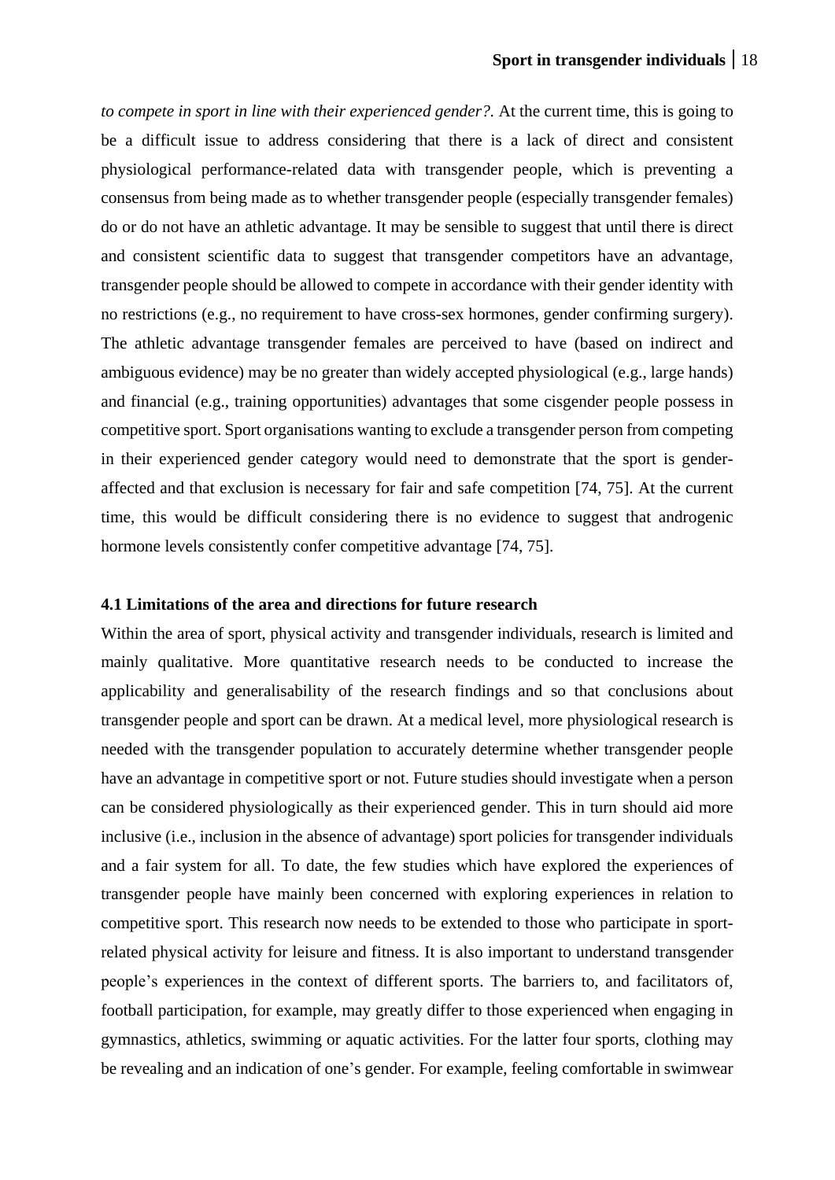*to compete in sport in line with their experienced gender?.* At the current time, this is going to be a difficult issue to address considering that there is a lack of direct and consistent physiological performance-related data with transgender people, which is preventing a consensus from being made as to whether transgender people (especially transgender females) do or do not have an athletic advantage. It may be sensible to suggest that until there is direct and consistent scientific data to suggest that transgender competitors have an advantage, transgender people should be allowed to compete in accordance with their gender identity with no restrictions (e.g., no requirement to have cross-sex hormones, gender confirming surgery). The athletic advantage transgender females are perceived to have (based on indirect and ambiguous evidence) may be no greater than widely accepted physiological (e.g., large hands) and financial (e.g., training opportunities) advantages that some cisgender people possess in competitive sport. Sport organisations wanting to exclude a transgender person from competing in their experienced gender category would need to demonstrate that the sport is gender-affected and that exclusion is necessary for fair and safe competition [74, 75]. At the current time, this would be difficult considering there is no evidence to suggest that androgenic hormone levels consistently confer competitive advantage [74, 75].

### 4.1 Limitations of the area and directions for future research

Within the area of sport, physical activity and transgender individuals, research is limited and mainly qualitative. More quantitative research needs to be conducted to increase the applicability and generalisability of the research findings and so that conclusions about transgender people and sport can be drawn. At a medical level, more physiological research is needed with the transgender population to accurately determine whether transgender people have an advantage in competitive sport or not. Future studies should investigate when a person can be considered physiologically as their experienced gender. This in turn should aid more inclusive (i.e., inclusion in the absence of advantage) sport policies for transgender individuals and a fair system for all. To date, the few studies which have explored the experiences of transgender people have mainly been concerned with exploring experiences in relation to competitive sport. This research now needs to be extended to those who participate in sport-related physical activity for leisure and fitness. It is also important to understand transgender people's experiences in the context of different sports. The barriers to, and facilitators of, football participation, for example, may greatly differ to those experienced when engaging in gymnastics, athletics, swimming or aquatic activities. For the latter four sports, clothing may be revealing and an indication of one's gender. For example, feeling comfortable in swimwear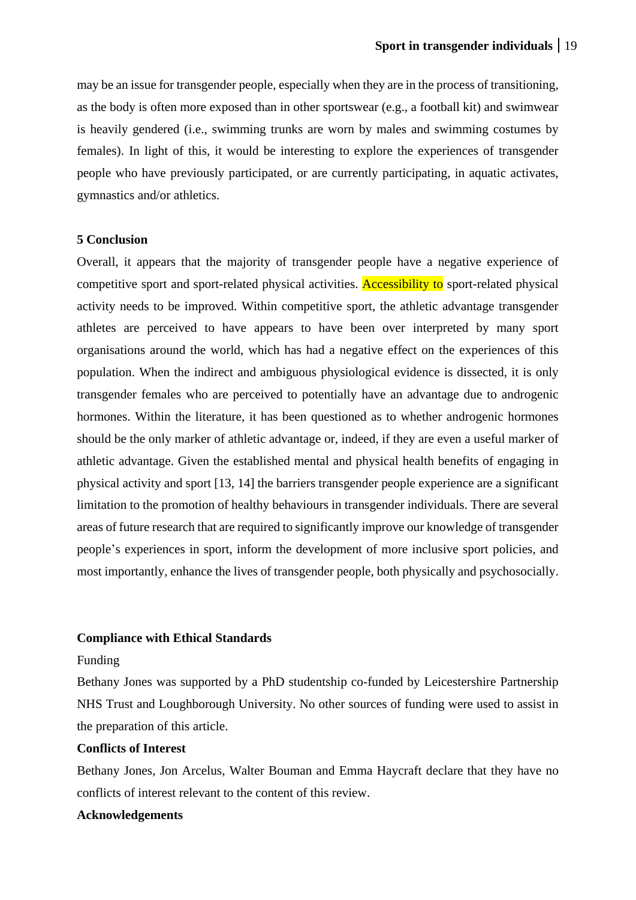may be an issue for transgender people, especially when they are in the process of transitioning, as the body is often more exposed than in other sportswear (e.g., a football kit) and swimwear is heavily gendered (i.e., swimming trunks are worn by males and swimming costumes by females). In light of this, it would be interesting to explore the experiences of transgender people who have previously participated, or are currently participating, in aquatic activates, gymnastics and/or athletics.

## 5 Conclusion

Overall, it appears that the majority of transgender people have a negative experience of competitive sport and sport-related physical activities. Accessibility to sport-related physical activity needs to be improved. Within competitive sport, the athletic advantage transgender athletes are perceived to have appears to have been over interpreted by many sport organisations around the world, which has had a negative effect on the experiences of this population. When the indirect and ambiguous physiological evidence is dissected, it is only transgender females who are perceived to potentially have an advantage due to androgenic hormones. Within the literature, it has been questioned as to whether androgenic hormones should be the only marker of athletic advantage or, indeed, if they are even a useful marker of athletic advantage. Given the established mental and physical health benefits of engaging in physical activity and sport [13, 14] the barriers transgender people experience are a significant limitation to the promotion of healthy behaviours in transgender individuals. There are several areas of future research that are required to significantly improve our knowledge of transgender people's experiences in sport, inform the development of more inclusive sport policies, and most importantly, enhance the lives of transgender people, both physically and psychosocially.

## Compliance with Ethical Standards

Funding

Bethany Jones was supported by a PhD studentship co-funded by Leicestershire Partnership NHS Trust and Loughborough University. No other sources of funding were used to assist in the preparation of this article.

**Conflicts of Interest**

Bethany Jones, Jon Arcelus, Walter Bouman and Emma Haycraft declare that they have no conflicts of interest relevant to the content of this review.

**Acknowledgements**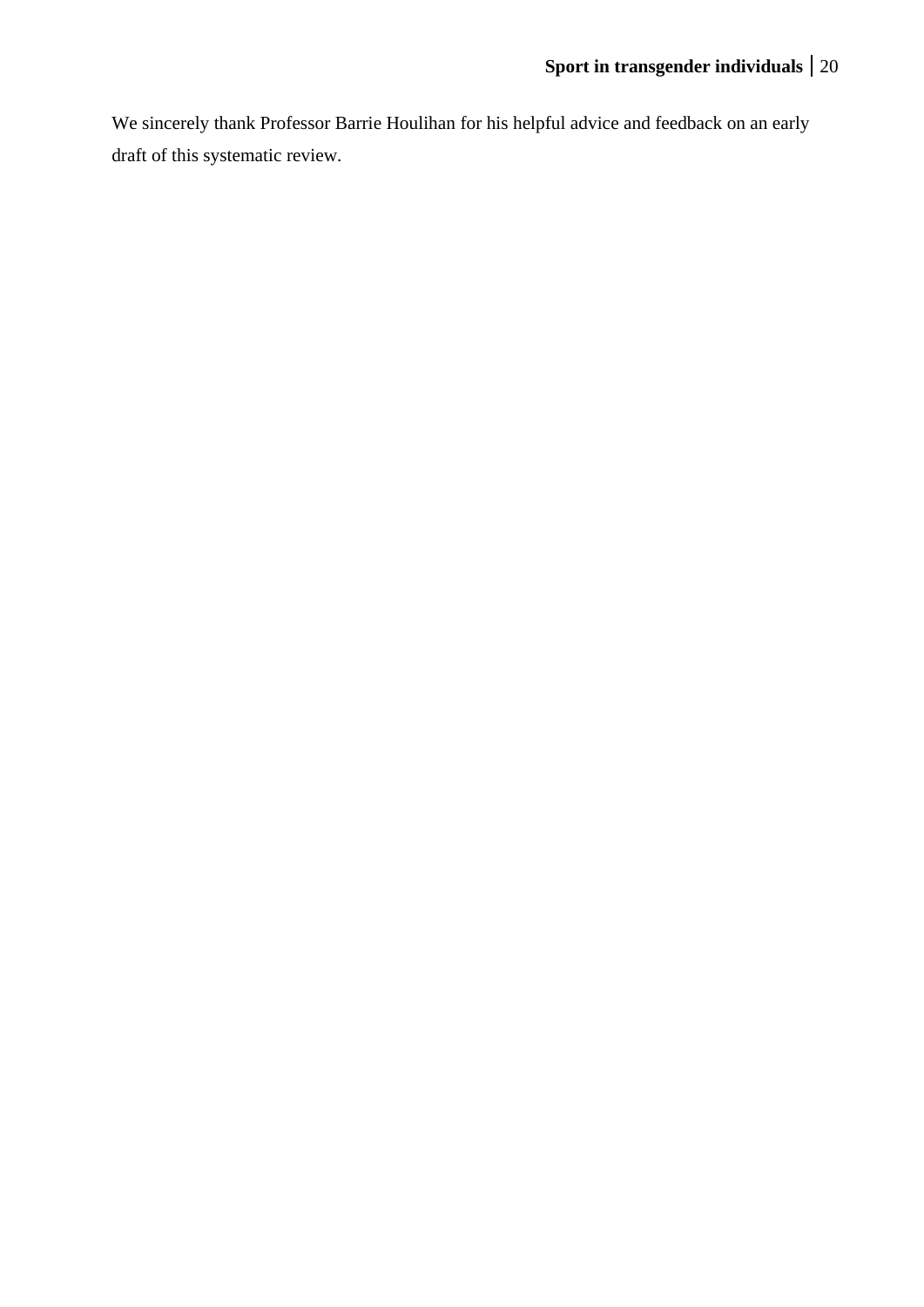We sincerely thank Professor Barrie Houlihan for his helpful advice and feedback on an early draft of this systematic review.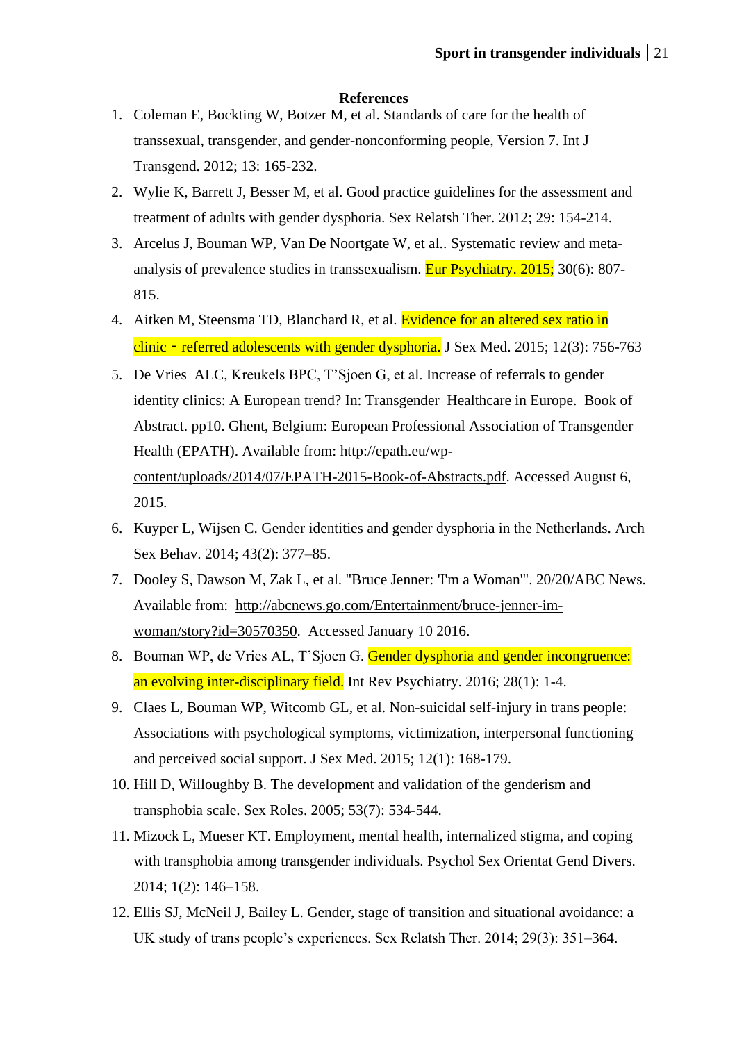## References

1. Coleman E, Bockting W, Botzer M, et al. Standards of care for the health of transsexual, transgender, and gender-nonconforming people, Version 7. Int J Transgend. 2012; 13: 165-232.
2. Wylie K, Barrett J, Besser M, et al. Good practice guidelines for the assessment and treatment of adults with gender dysphoria. Sex Relatsh Ther. 2012; 29: 154-214.
3. Arcelus J, Bouman WP, Van De Noortgate W, et al.. Systematic review and meta-analysis of prevalence studies in transsexualism. Eur Psychiatry. 2015; 30(6): 807-815.
4. Aitken M, Steensma TD, Blanchard R, et al. Evidence for an altered sex ratio in clinic‐referred adolescents with gender dysphoria. J Sex Med. 2015; 12(3): 756-763
5. De Vries ALC, Kreukels BPC, T'Sjoen G, et al. Increase of referrals to gender identity clinics: A European trend? In: Transgender Healthcare in Europe. Book of Abstract. pp10. Ghent, Belgium: European Professional Association of Transgender Health (EPATH). Available from: http://epath.eu/wp-content/uploads/2014/07/EPATH-2015-Book-of-Abstracts.pdf. Accessed August 6, 2015.
6. Kuyper L, Wijsen C. Gender identities and gender dysphoria in the Netherlands. Arch Sex Behav. 2014; 43(2): 377–85.
7. Dooley S, Dawson M, Zak L, et al. "Bruce Jenner: 'I'm a Woman'". 20/20/ABC News. Available from: http://abcnews.go.com/Entertainment/bruce-jenner-im-woman/story?id=30570350. Accessed January 10 2016.
8. Bouman WP, de Vries AL, T'Sjoen G. Gender dysphoria and gender incongruence: an evolving inter-disciplinary field. Int Rev Psychiatry. 2016; 28(1): 1-4.
9. Claes L, Bouman WP, Witcomb GL, et al. Non-suicidal self-injury in trans people: Associations with psychological symptoms, victimization, interpersonal functioning and perceived social support. J Sex Med. 2015; 12(1): 168-179.
10. Hill D, Willoughby B. The development and validation of the genderism and transphobia scale. Sex Roles. 2005; 53(7): 534-544.
11. Mizock L, Mueser KT. Employment, mental health, internalized stigma, and coping with transphobia among transgender individuals. Psychol Sex Orientat Gend Divers. 2014; 1(2): 146–158.
12. Ellis SJ, McNeil J, Bailey L. Gender, stage of transition and situational avoidance: a UK study of trans people's experiences. Sex Relatsh Ther. 2014; 29(3): 351–364.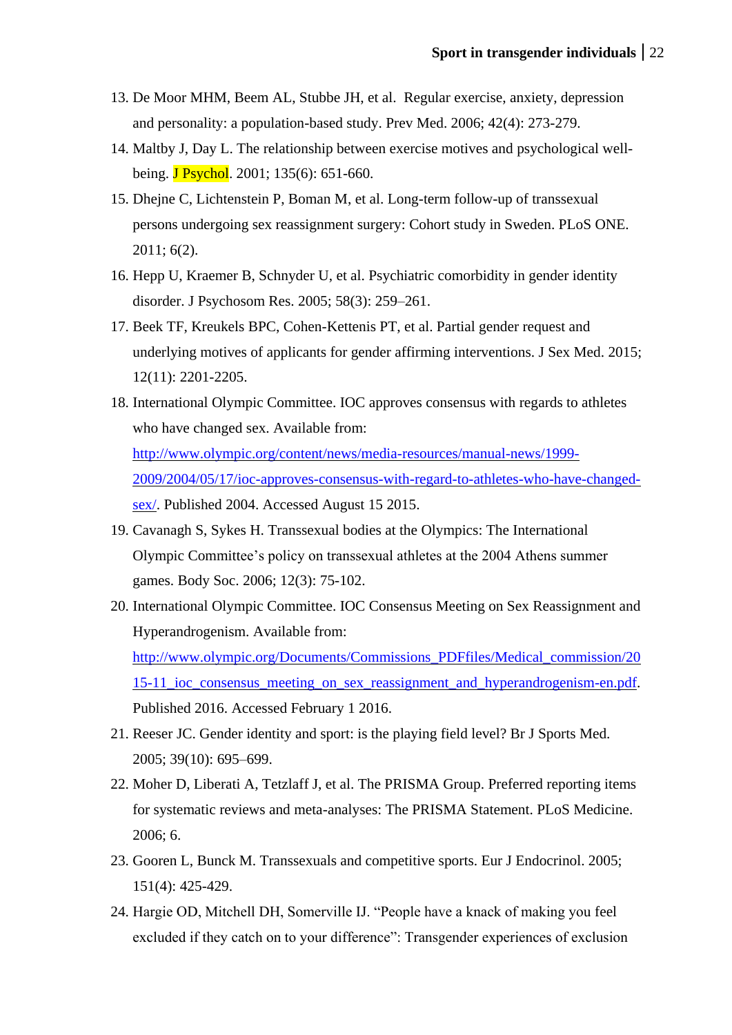13. De Moor MHM, Beem AL, Stubbe JH, et al. Regular exercise, anxiety, depression and personality: a population-based study. Prev Med. 2006; 42(4): 273-279.
14. Maltby J, Day L. The relationship between exercise motives and psychological well-being. J Psychol. 2001; 135(6): 651-660.
15. Dhejne C, Lichtenstein P, Boman M, et al. Long-term follow-up of transsexual persons undergoing sex reassignment surgery: Cohort study in Sweden. PLoS ONE. 2011; 6(2).
16. Hepp U, Kraemer B, Schnyder U, et al. Psychiatric comorbidity in gender identity disorder. J Psychosom Res. 2005; 58(3): 259–261.
17. Beek TF, Kreukels BPC, Cohen-Kettenis PT, et al. Partial gender request and underlying motives of applicants for gender affirming interventions. J Sex Med. 2015; 12(11): 2201-2205.
18. International Olympic Committee. IOC approves consensus with regards to athletes who have changed sex. Available from: http://www.olympic.org/content/news/media-resources/manual-news/1999-2009/2004/05/17/ioc-approves-consensus-with-regard-to-athletes-who-have-changed-sex/. Published 2004. Accessed August 15 2015.
19. Cavanagh S, Sykes H. Transsexual bodies at the Olympics: The International Olympic Committee's policy on transsexual athletes at the 2004 Athens summer games. Body Soc. 2006; 12(3): 75-102.
20. International Olympic Committee. IOC Consensus Meeting on Sex Reassignment and Hyperandrogenism. Available from: http://www.olympic.org/Documents/Commissions_PDFfiles/Medical_commission/2015-11_ioc_consensus_meeting_on_sex_reassignment_and_hyperandrogenism-en.pdf. Published 2016. Accessed February 1 2016.
21. Reeser JC. Gender identity and sport: is the playing field level? Br J Sports Med. 2005; 39(10): 695–699.
22. Moher D, Liberati A, Tetzlaff J, et al. The PRISMA Group. Preferred reporting items for systematic reviews and meta-analyses: The PRISMA Statement. PLoS Medicine. 2006; 6.
23. Gooren L, Bunck M. Transsexuals and competitive sports. Eur J Endocrinol. 2005; 151(4): 425-429.
24. Hargie OD, Mitchell DH, Somerville IJ. "People have a knack of making you feel excluded if they catch on to your difference": Transgender experiences of exclusion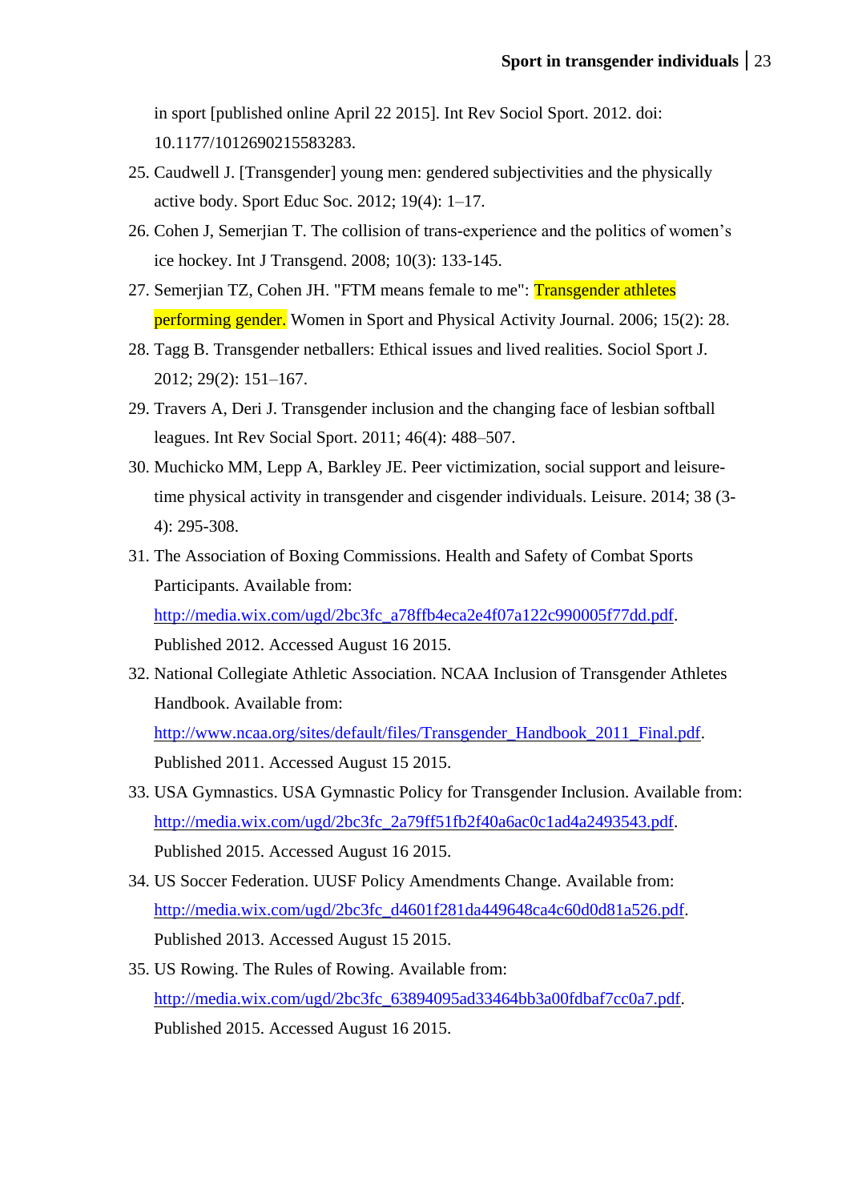in sport [published online April 22 2015]. Int Rev Sociol Sport. 2012. doi: 10.1177/1012690215583283.

25. Caudwell J. [Transgender] young men: gendered subjectivities and the physically active body. Sport Educ Soc. 2012; 19(4): 1–17.
26. Cohen J, Semerjian T. The collision of trans-experience and the politics of women's ice hockey. Int J Transgend. 2008; 10(3): 133-145.
27. Semerjian TZ, Cohen JH. "FTM means female to me": Transgender athletes performing gender. Women in Sport and Physical Activity Journal. 2006; 15(2): 28.
28. Tagg B. Transgender netballers: Ethical issues and lived realities. Sociol Sport J. 2012; 29(2): 151–167.
29. Travers A, Deri J. Transgender inclusion and the changing face of lesbian softball leagues. Int Rev Social Sport. 2011; 46(4): 488–507.
30. Muchicko MM, Lepp A, Barkley JE. Peer victimization, social support and leisure-time physical activity in transgender and cisgender individuals. Leisure. 2014; 38 (3-4): 295-308.
31. The Association of Boxing Commissions. Health and Safety of Combat Sports Participants. Available from: http://media.wix.com/ugd/2bc3fc_a78ffb4eca2e4f07a122c990005f77dd.pdf. Published 2012. Accessed August 16 2015.
32. National Collegiate Athletic Association. NCAA Inclusion of Transgender Athletes Handbook. Available from: http://www.ncaa.org/sites/default/files/Transgender_Handbook_2011_Final.pdf. Published 2011. Accessed August 15 2015.
33. USA Gymnastics. USA Gymnastic Policy for Transgender Inclusion. Available from: http://media.wix.com/ugd/2bc3fc_2a79ff51fb2f40a6ac0c1ad4a2493543.pdf. Published 2015. Accessed August 16 2015.
34. US Soccer Federation. UUSF Policy Amendments Change. Available from: http://media.wix.com/ugd/2bc3fc_d4601f281da449648ca4c60d0d81a526.pdf. Published 2013. Accessed August 15 2015.
35. US Rowing. The Rules of Rowing. Available from: http://media.wix.com/ugd/2bc3fc_63894095ad33464bb3a00fdbaf7cc0a7.pdf. Published 2015. Accessed August 16 2015.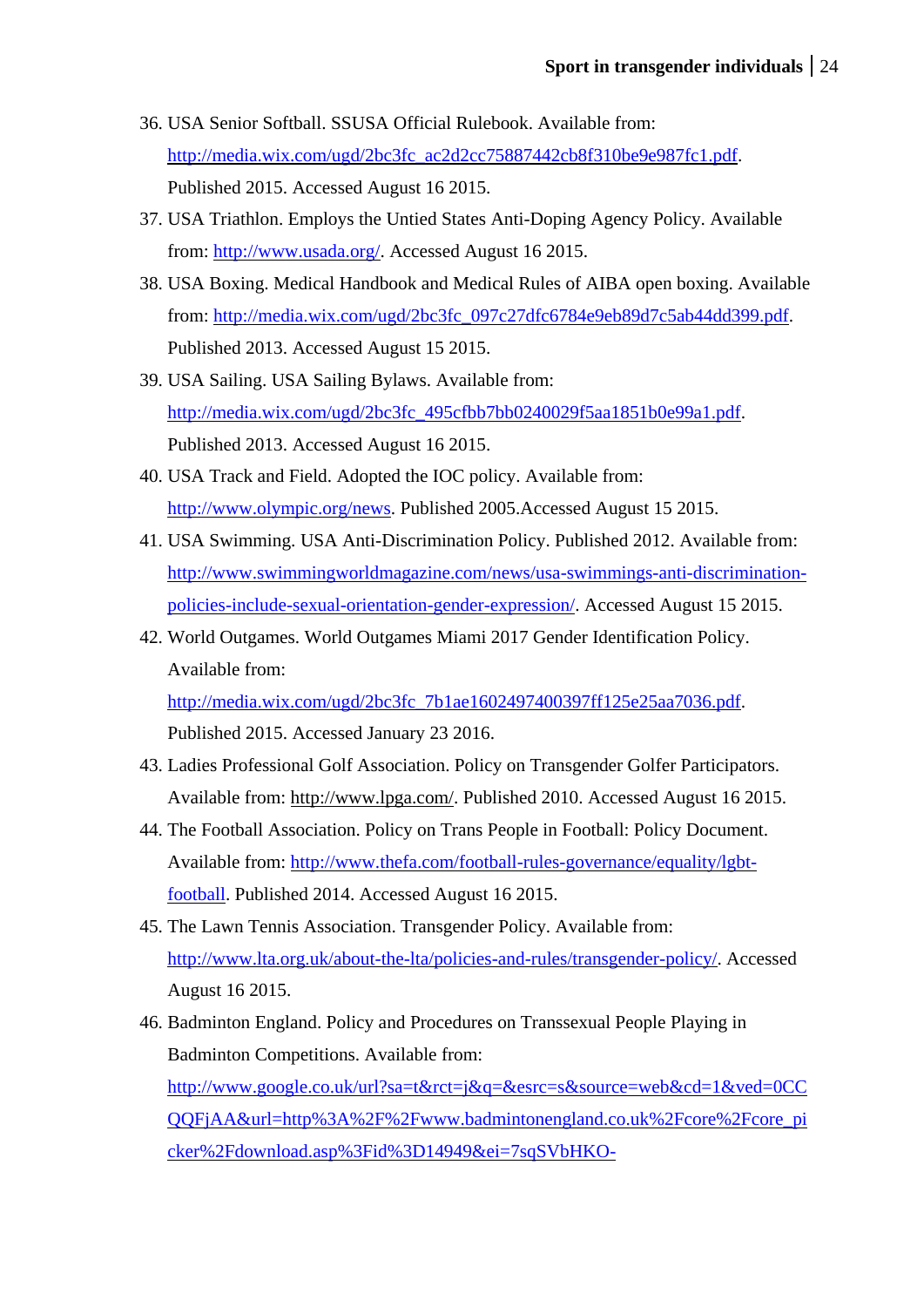36. USA Senior Softball. SSUSA Official Rulebook. Available from: http://media.wix.com/ugd/2bc3fc_ac2d2cc75887442cb8f310be9e987fc1.pdf. Published 2015. Accessed August 16 2015.
37. USA Triathlon. Employs the Untied States Anti-Doping Agency Policy. Available from: http://www.usada.org/. Accessed August 16 2015.
38. USA Boxing. Medical Handbook and Medical Rules of AIBA open boxing. Available from: http://media.wix.com/ugd/2bc3fc_097c27dfc6784e9eb89d7c5ab44dd399.pdf. Published 2013. Accessed August 15 2015.
39. USA Sailing. USA Sailing Bylaws. Available from: http://media.wix.com/ugd/2bc3fc_495cfbb7bb0240029f5aa1851b0e99a1.pdf. Published 2013. Accessed August 16 2015.
40. USA Track and Field. Adopted the IOC policy. Available from: http://www.olympic.org/news. Published 2005.Accessed August 15 2015.
41. USA Swimming. USA Anti-Discrimination Policy. Published 2012. Available from: http://www.swimmingworldmagazine.com/news/usa-swimmings-anti-discrimination-policies-include-sexual-orientation-gender-expression/. Accessed August 15 2015.
42. World Outgames. World Outgames Miami 2017 Gender Identification Policy. Available from: http://media.wix.com/ugd/2bc3fc_7b1ae1602497400397ff125e25aa7036.pdf. Published 2015. Accessed January 23 2016.
43. Ladies Professional Golf Association. Policy on Transgender Golfer Participators. Available from: http://www.lpga.com/. Published 2010. Accessed August 16 2015.
44. The Football Association. Policy on Trans People in Football: Policy Document. Available from: http://www.thefa.com/football-rules-governance/equality/lgbt-football. Published 2014. Accessed August 16 2015.
45. The Lawn Tennis Association. Transgender Policy. Available from: http://www.lta.org.uk/about-the-lta/policies-and-rules/transgender-policy/. Accessed August 16 2015.
46. Badminton England. Policy and Procedures on Transsexual People Playing in Badminton Competitions. Available from: http://www.google.co.uk/url?sa=t&rct=j&q=&esrc=s&source=web&cd=1&ved=0CCQQFjAA&url=http%3A%2F%2Fwww.badmintonengland.co.uk%2Fcore%2Fcore_picker%2Fdownload.asp%3Fid%3D14949&ei=7sqSVbHKO-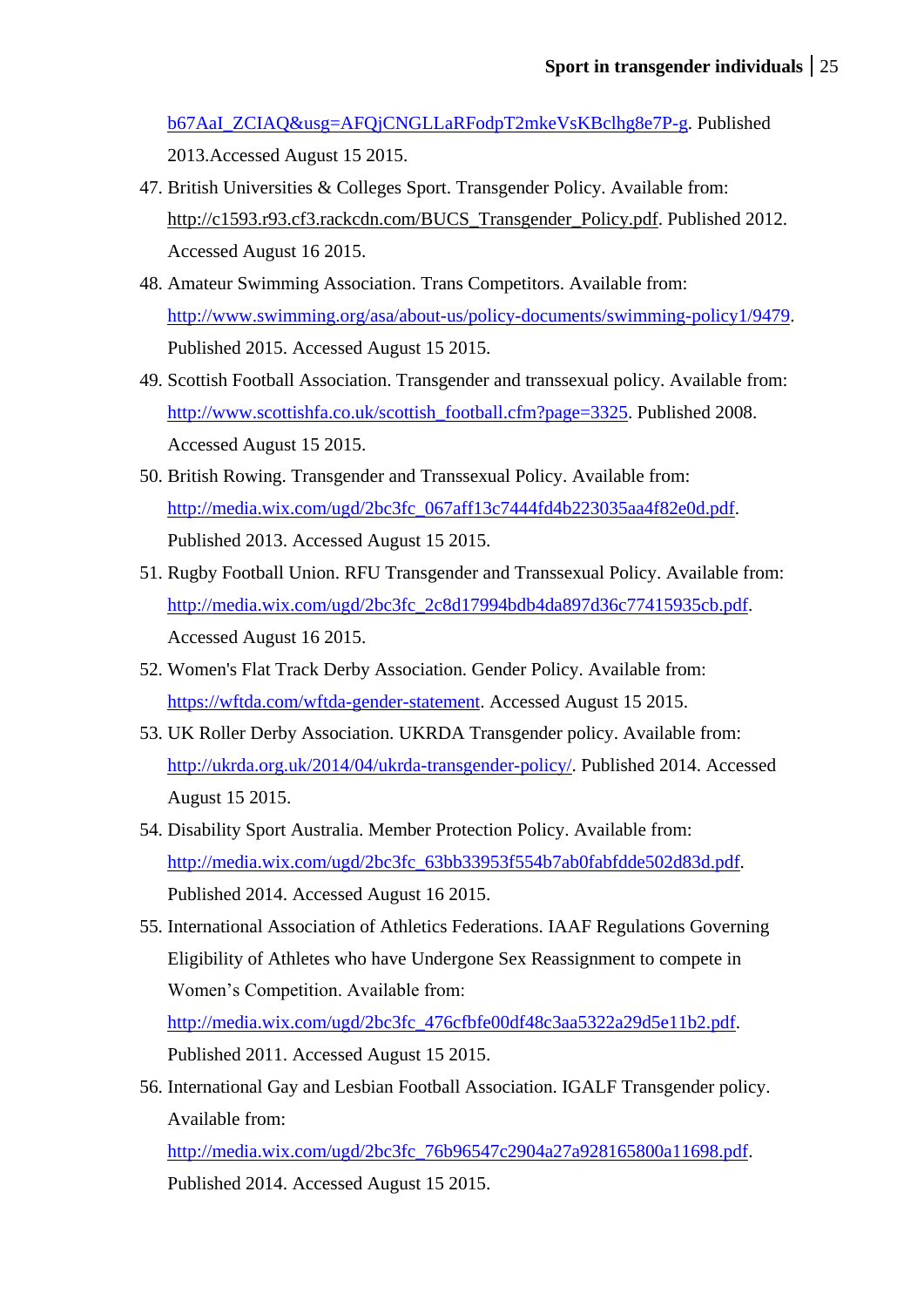b67AaI_ZCIAQ&usg=AFQjCNGLLaRFodpT2mkeVsKBclhg8e7P-g. Published 2013.Accessed August 15 2015.

47. British Universities & Colleges Sport. Transgender Policy. Available from: http://c1593.r93.cf3.rackcdn.com/BUCS_Transgender_Policy.pdf. Published 2012. Accessed August 16 2015.
48. Amateur Swimming Association. Trans Competitors. Available from: http://www.swimming.org/asa/about-us/policy-documents/swimming-policy1/9479. Published 2015. Accessed August 15 2015.
49. Scottish Football Association. Transgender and transsexual policy. Available from: http://www.scottishfa.co.uk/scottish_football.cfm?page=3325. Published 2008. Accessed August 15 2015.
50. British Rowing. Transgender and Transsexual Policy. Available from: http://media.wix.com/ugd/2bc3fc_067aff13c7444fd4b223035aa4f82e0d.pdf. Published 2013. Accessed August 15 2015.
51. Rugby Football Union. RFU Transgender and Transsexual Policy. Available from: http://media.wix.com/ugd/2bc3fc_2c8d17994bdb4da897d36c77415935cb.pdf. Accessed August 16 2015.
52. Women's Flat Track Derby Association. Gender Policy. Available from: https://wftda.com/wftda-gender-statement. Accessed August 15 2015.
53. UK Roller Derby Association. UKRDA Transgender policy. Available from: http://ukrda.org.uk/2014/04/ukrda-transgender-policy/. Published 2014. Accessed August 15 2015.
54. Disability Sport Australia. Member Protection Policy. Available from: http://media.wix.com/ugd/2bc3fc_63bb33953f554b7ab0fabfdde502d83d.pdf. Published 2014. Accessed August 16 2015.
55. International Association of Athletics Federations. IAAF Regulations Governing Eligibility of Athletes who have Undergone Sex Reassignment to compete in Women's Competition. Available from: http://media.wix.com/ugd/2bc3fc_476cfbfe00df48c3aa5322a29d5e11b2.pdf. Published 2011. Accessed August 15 2015.
56. International Gay and Lesbian Football Association. IGALF Transgender policy. Available from: http://media.wix.com/ugd/2bc3fc_76b96547c2904a27a928165800a11698.pdf. Published 2014. Accessed August 15 2015.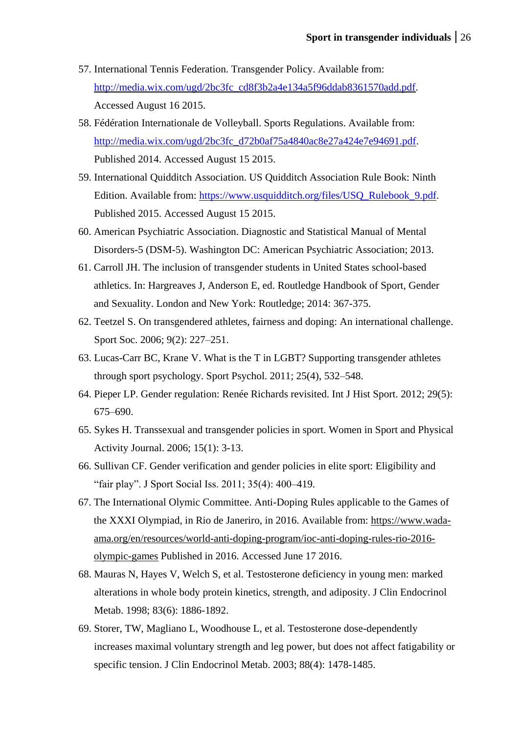57. International Tennis Federation. Transgender Policy. Available from: http://media.wix.com/ugd/2bc3fc_cd8f3b2a4e134a5f96ddab8361570add.pdf. Accessed August 16 2015.
58. Fédération Internationale de Volleyball. Sports Regulations. Available from: http://media.wix.com/ugd/2bc3fc_d72b0af75a4840ac8e27a424e7e94691.pdf. Published 2014. Accessed August 15 2015.
59. International Quidditch Association. US Quidditch Association Rule Book: Ninth Edition. Available from: https://www.usquidditch.org/files/USQ_Rulebook_9.pdf. Published 2015. Accessed August 15 2015.
60. American Psychiatric Association. Diagnostic and Statistical Manual of Mental Disorders-5 (DSM-5). Washington DC: American Psychiatric Association; 2013.
61. Carroll JH. The inclusion of transgender students in United States school-based athletics. In: Hargreaves J, Anderson E, ed. Routledge Handbook of Sport, Gender and Sexuality. London and New York: Routledge; 2014: 367-375.
62. Teetzel S. On transgendered athletes, fairness and doping: An international challenge. Sport Soc. 2006; 9(2): 227–251.
63. Lucas-Carr BC, Krane V. What is the T in LGBT? Supporting transgender athletes through sport psychology. Sport Psychol. 2011; 25(4), 532–548.
64. Pieper LP. Gender regulation: Renée Richards revisited. Int J Hist Sport. 2012; 29(5): 675–690.
65. Sykes H. Transsexual and transgender policies in sport. Women in Sport and Physical Activity Journal. 2006; 15(1): 3-13.
66. Sullivan CF. Gender verification and gender policies in elite sport: Eligibility and “fair play”. J Sport Social Iss. 2011; 35(4): 400–419.
67. The International Olymic Committee. Anti-Doping Rules applicable to the Games of the XXXI Olympiad, in Rio de Janeriro, in 2016. Available from: https://www.wada-ama.org/en/resources/world-anti-doping-program/ioc-anti-doping-rules-rio-2016-olympic-games Published in 2016. Accessed June 17 2016.
68. Mauras N, Hayes V, Welch S, et al. Testosterone deficiency in young men: marked alterations in whole body protein kinetics, strength, and adiposity. J Clin Endocrinol Metab. 1998; 83(6): 1886-1892.
69. Storer, TW, Magliano L, Woodhouse L, et al. Testosterone dose-dependently increases maximal voluntary strength and leg power, but does not affect fatigability or specific tension. J Clin Endocrinol Metab. 2003; 88(4): 1478-1485.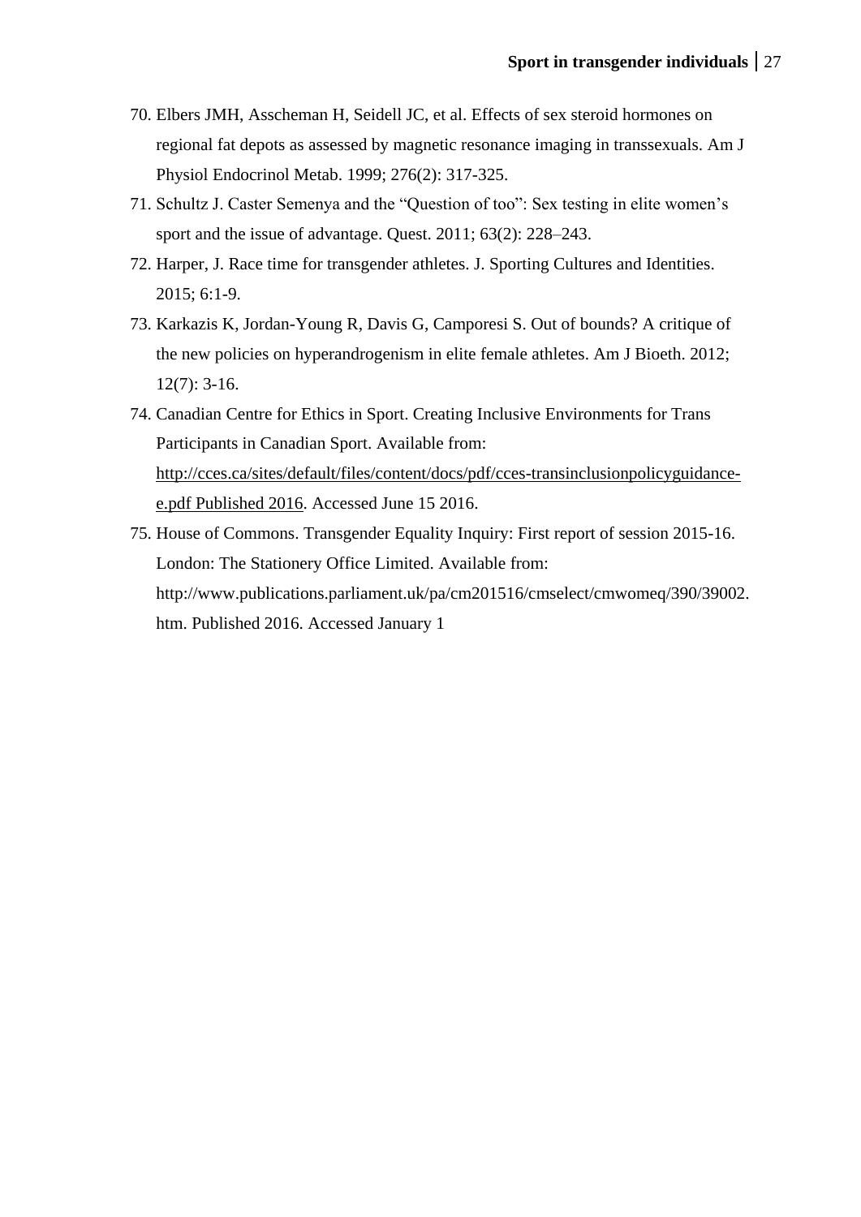70. Elbers JMH, Asscheman H, Seidell JC, et al. Effects of sex steroid hormones on regional fat depots as assessed by magnetic resonance imaging in transsexuals. Am J Physiol Endocrinol Metab. 1999; 276(2): 317-325.
71. Schultz J. Caster Semenya and the "Question of too": Sex testing in elite women's sport and the issue of advantage. Quest. 2011; 63(2): 228–243.
72. Harper, J. Race time for transgender athletes. J. Sporting Cultures and Identities. 2015; 6:1-9.
73. Karkazis K, Jordan-Young R, Davis G, Camporesi S. Out of bounds? A critique of the new policies on hyperandrogenism in elite female athletes. Am J Bioeth. 2012; 12(7): 3-16.
74. Canadian Centre for Ethics in Sport. Creating Inclusive Environments for Trans Participants in Canadian Sport. Available from: http://cces.ca/sites/default/files/content/docs/pdf/cces-transinclusionpolicyguidance-e.pdf Published 2016. Accessed June 15 2016.
75. House of Commons. Transgender Equality Inquiry: First report of session 2015-16. London: The Stationery Office Limited. Available from: http://www.publications.parliament.uk/pa/cm201516/cmselect/cmwomeq/390/39002.htm. Published 2016. Accessed January 1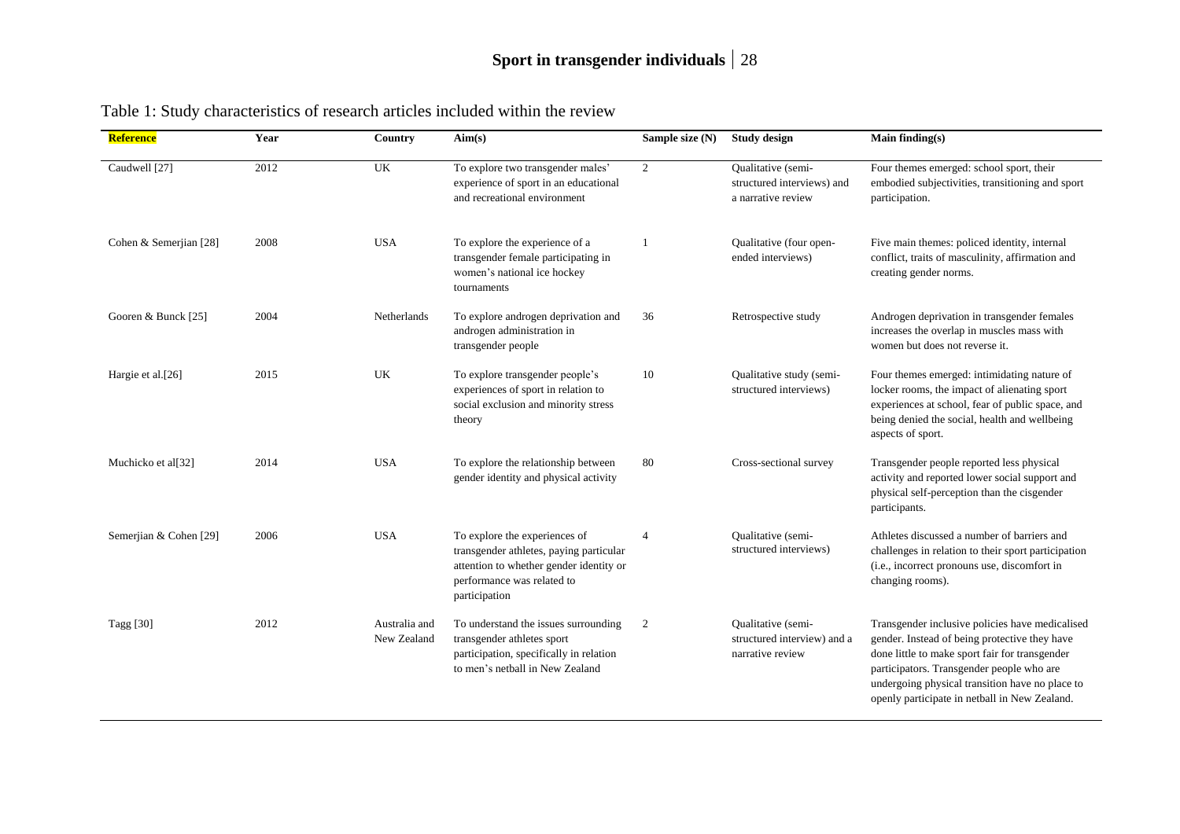Table 1: Study characteristics of research articles included within the review

| Reference | Year | Country | Aim(s) | Sample size (N) | Study design | Main finding(s) |
|---|---|---|---|---|---|---|
| Caudwell [27] | 2012 | UK | To explore two transgender males' experience of sport in an educational and recreational environment | 2 | Qualitative (semi-structured interviews) and a narrative review | Four themes emerged: school sport, their embodied subjectivities, transitioning and sport participation. |
| Cohen & Semerjian [28] | 2008 | USA | To explore the experience of a transgender female participating in women's national ice hockey tournaments | 1 | Qualitative (four open-ended interviews) | Five main themes: policed identity, internal conflict, traits of masculinity, affirmation and creating gender norms. |
| Gooren & Bunck [25] | 2004 | Netherlands | To explore androgen deprivation and androgen administration in transgender people | 36 | Retrospective study | Androgen deprivation in transgender females increases the overlap in muscles mass with women but does not reverse it. |
| Hargie et al.[26] | 2015 | UK | To explore transgender people's experiences of sport in relation to social exclusion and minority stress theory | 10 | Qualitative study (semi-structured interviews) | Four themes emerged: intimidating nature of locker rooms, the impact of alienating sport experiences at school, fear of public space, and being denied the social, health and wellbeing aspects of sport. |
| Muchicko et al[32] | 2014 | USA | To explore the relationship between gender identity and physical activity | 80 | Cross-sectional survey | Transgender people reported less physical activity and reported lower social support and physical self-perception than the cisgender participants. |
| Semerjian & Cohen [29] | 2006 | USA | To explore the experiences of transgender athletes, paying particular attention to whether gender identity or performance was related to participation | 4 | Qualitative (semi-structured interviews) | Athletes discussed a number of barriers and challenges in relation to their sport participation (i.e., incorrect pronouns use, discomfort in changing rooms). |
| Tagg [30] | 2012 | Australia and New Zealand | To understand the issues surrounding transgender athletes sport participation, specifically in relation to men's netball in New Zealand | 2 | Qualitative (semi-structured interview) and a narrative review | Transgender inclusive policies have medicalised gender. Instead of being protective they have done little to make sport fair for transgender participators. Transgender people who are undergoing physical transition have no place to openly participate in netball in New Zealand. |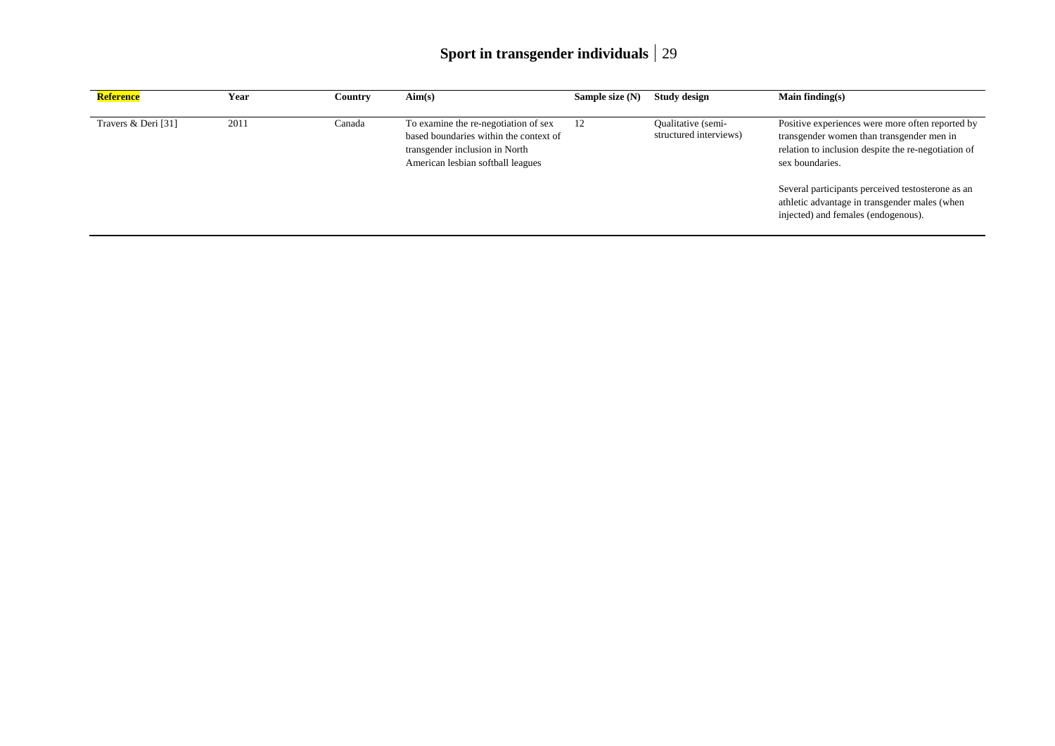| Reference | Year | Country | Aim(s) | Sample size (N) | Study design | Main finding(s) |
| --- | --- | --- | --- | --- | --- | --- |
| Travers & Deri [31] | 2011 | Canada | To examine the re-negotiation of sex based boundaries within the context of transgender inclusion in North American lesbian softball leagues | 12 | Qualitative (semi-structured interviews) | Positive experiences were more often reported by transgender women than transgender men in relation to inclusion despite the re-negotiation of sex boundaries. Several participants perceived testosterone as an athletic advantage in transgender males (when injected) and females (endogenous). |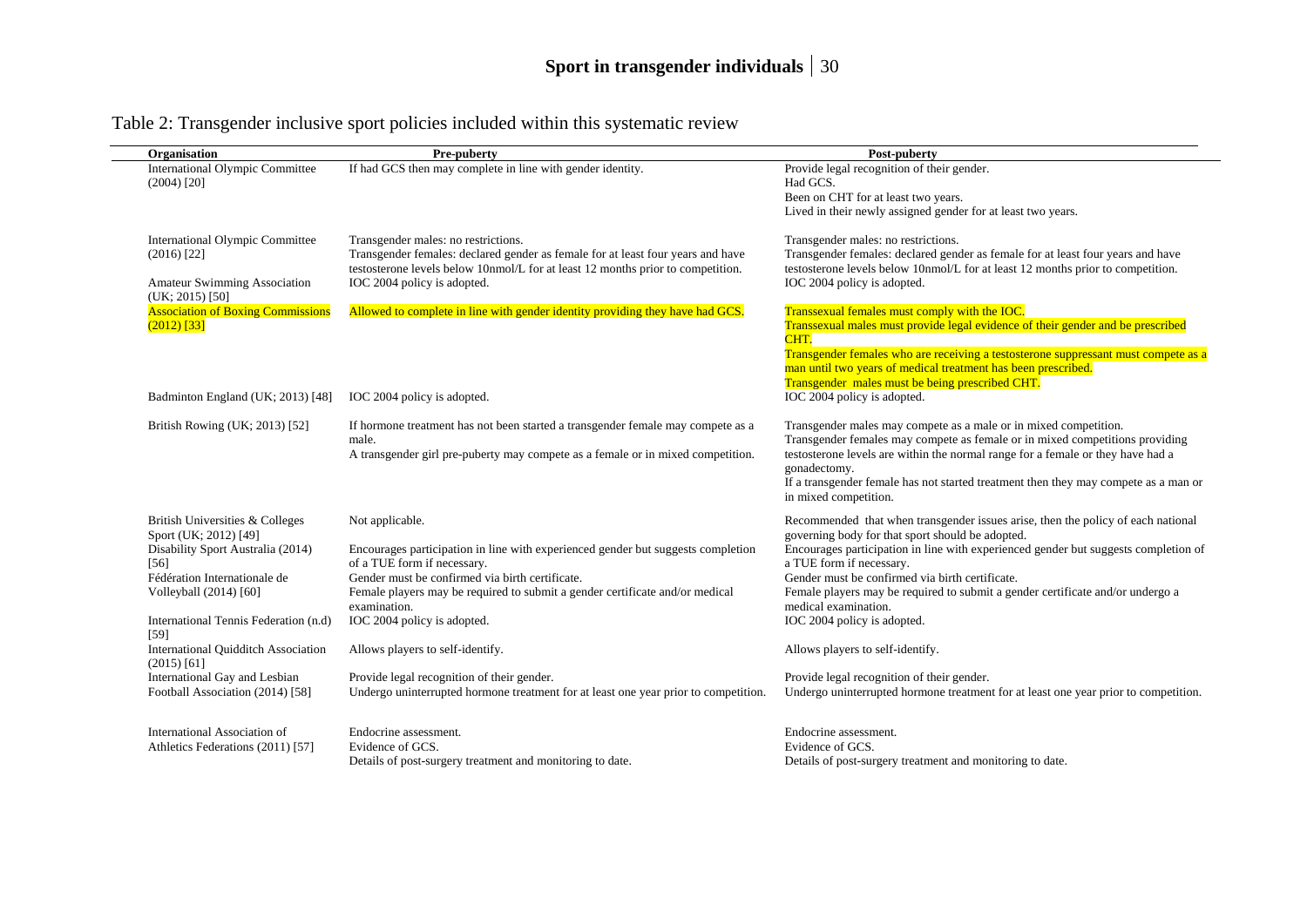Table 2: Transgender inclusive sport policies included within this systematic review

| Organisation | Pre-puberty | Post-puberty |
|---|---|---|
| International Olympic Committee (2004) [20] | If had GCS then may complete in line with gender identity. | Provide legal recognition of their gender.<br>Had GCS.<br>Been on CHT for at least two years.<br>Lived in their newly assigned gender for at least two years. |
| International Olympic Committee (2016) [22] | Transgender males: no restrictions.<br>Transgender females: declared gender as female for at least four years and have testosterone levels below 10nmol/L for at least 12 months prior to competition. | Transgender males: no restrictions.<br>Transgender females: declared gender as female for at least four years and have testosterone levels below 10nmol/L for at least 12 months prior to competition. |
| Amateur Swimming Association (UK; 2015) [50] | IOC 2004 policy is adopted. | IOC 2004 policy is adopted. |
| Association of Boxing Commissions (2012) [33] | Allowed to complete in line with gender identity providing they have had GCS. | Transsexual females must comply with the IOC.<br>Transsexual males must provide legal evidence of their gender and be prescribed CHT.<br>Transgender females who are receiving a testosterone suppressant must compete as a man until two years of medical treatment has been prescribed.<br>Transgender males must be being prescribed CHT. |
| Badminton England (UK; 2013) [48] | IOC 2004 policy is adopted. | IOC 2004 policy is adopted. |
| British Rowing (UK; 2013) [52] | If hormone treatment has not been started a transgender female may compete as a male.<br>A transgender girl pre-puberty may compete as a female or in mixed competition. | Transgender males may compete as a male or in mixed competition.<br>Transgender females may compete as female or in mixed competitions providing testosterone levels are within the normal range for a female or they have had a gonadectomy.<br>If a transgender female has not started treatment then they may compete as a man or in mixed competition. |
| British Universities & Colleges Sport (UK; 2012) [49] | Not applicable. | Recommended that when transgender issues arise, then the policy of each national governing body for that sport should be adopted. |
| Disability Sport Australia (2014) [56] | Encourages participation in line with experienced gender but suggests completion of a TUE form if necessary. | Encourages participation in line with experienced gender but suggests completion of a TUE form if necessary. |
| Fédération Internationale de Volleyball (2014) [60] | Gender must be confirmed via birth certificate.<br>Female players may be required to submit a gender certificate and/or medical examination. | Gender must be confirmed via birth certificate.<br>Female players may be required to submit a gender certificate and/or undergo a medical examination. |
| International Tennis Federation (n.d) [59] | IOC 2004 policy is adopted. | IOC 2004 policy is adopted. |
| International Quidditch Association (2015) [61] | Allows players to self-identify. | Allows players to self-identify. |
| International Gay and Lesbian Football Association (2014) [58] | Provide legal recognition of their gender.<br>Undergo uninterrupted hormone treatment for at least one year prior to competition. | Provide legal recognition of their gender.<br>Undergo uninterrupted hormone treatment for at least one year prior to competition. |
| International Association of Athletics Federations (2011) [57] | Endocrine assessment.<br>Evidence of GCS.<br>Details of post-surgery treatment and monitoring to date. | Endocrine assessment.<br>Evidence of GCS.<br>Details of post-surgery treatment and monitoring to date. |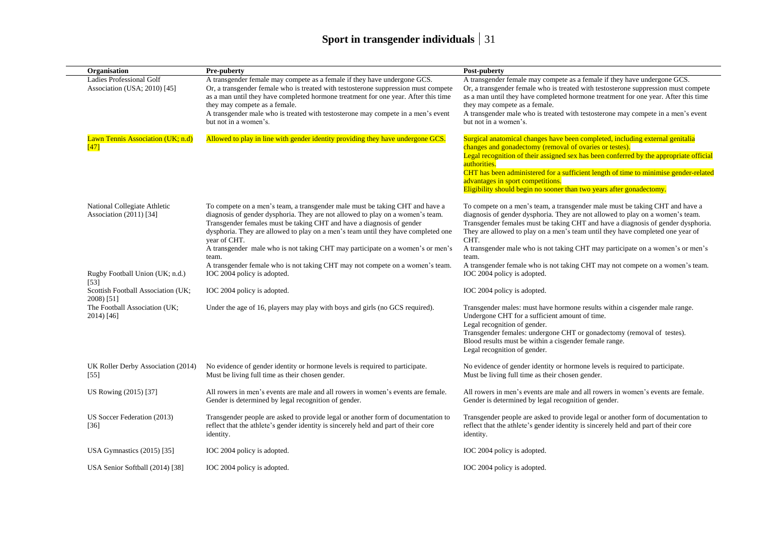| Organisation | Pre-puberty | Post-puberty |
|---|---|---|
| Ladies Professional Golf Association (USA; 2010) [45] | A transgender female may compete as a female if they have undergone GCS.<br>Or, a transgender female who is treated with testosterone suppression must compete as a man until they have completed hormone treatment for one year. After this time they may compete as a female.<br>A transgender male who is treated with testosterone may compete in a men's event but not in a women's. | A transgender female may compete as a female if they have undergone GCS.<br>Or, a transgender female who is treated with testosterone suppression must compete as a man until they have completed hormone treatment for one year. After this time they may compete as a female.<br>A transgender male who is treated with testosterone may compete in a men's event but not in a women's. |
| Lawn Tennis Association (UK; n.d) [47] | Allowed to play in line with gender identity providing they have undergone GCS. | Surgical anatomical changes have been completed, including external genitalia changes and gonadectomy (removal of ovaries or testes).<br>Legal recognition of their assigned sex has been conferred by the appropriate official authorities.<br>CHT has been administered for a sufficient length of time to minimise gender-related advantages in sport competitions.<br>Eligibility should begin no sooner than two years after gonadectomy. |
| National Collegiate Athletic Association (2011) [34] | To compete on a men's team, a transgender male must be taking CHT and have a diagnosis of gender dysphoria. They are not allowed to play on a women's team.<br>Transgender females must be taking CHT and have a diagnosis of gender dysphoria. They are allowed to play on a men's team until they have completed one year of CHT.<br>A transgender male who is not taking CHT may participate on a women's or men's team.<br>A transgender female who is not taking CHT may not compete on a women's team. | To compete on a men's team, a transgender male must be taking CHT and have a diagnosis of gender dysphoria. They are not allowed to play on a women's team.<br>Transgender females must be taking CHT and have a diagnosis of gender dysphoria. They are allowed to play on a men's team until they have completed one year of CHT.<br>A transgender male who is not taking CHT may participate on a women's or men's team.<br>A transgender female who is not taking CHT may not compete on a women's team. |
| Rugby Football Union (UK; n.d.) [53] | IOC 2004 policy is adopted. | IOC 2004 policy is adopted. |
| Scottish Football Association (UK; 2008) [51] | IOC 2004 policy is adopted. | IOC 2004 policy is adopted. |
| The Football Association (UK; 2014) [46] | Under the age of 16, players may play with boys and girls (no GCS required). | Transgender males: must have hormone results within a cisgender male range.<br>Undergone CHT for a sufficient amount of time.<br>Legal recognition of gender.<br>Transgender females: undergone CHT or gonadectomy (removal of testes).<br>Blood results must be within a cisgender female range.<br>Legal recognition of gender. |
| UK Roller Derby Association (2014) [55] | No evidence of gender identity or hormone levels is required to participate.<br>Must be living full time as their chosen gender. | No evidence of gender identity or hormone levels is required to participate.<br>Must be living full time as their chosen gender. |
| US Rowing (2015) [37] | All rowers in men's events are male and all rowers in women's events are female. Gender is determined by legal recognition of gender. | All rowers in men's events are male and all rowers in women's events are female. Gender is determined by legal recognition of gender. |
| US Soccer Federation (2013) [36] | Transgender people are asked to provide legal or another form of documentation to reflect that the athlete's gender identity is sincerely held and part of their core identity. | Transgender people are asked to provide legal or another form of documentation to reflect that the athlete's gender identity is sincerely held and part of their core identity. |
| USA Gymnastics (2015) [35] | IOC 2004 policy is adopted. | IOC 2004 policy is adopted. |
| USA Senior Softball (2014) [38] | IOC 2004 policy is adopted. | IOC 2004 policy is adopted. |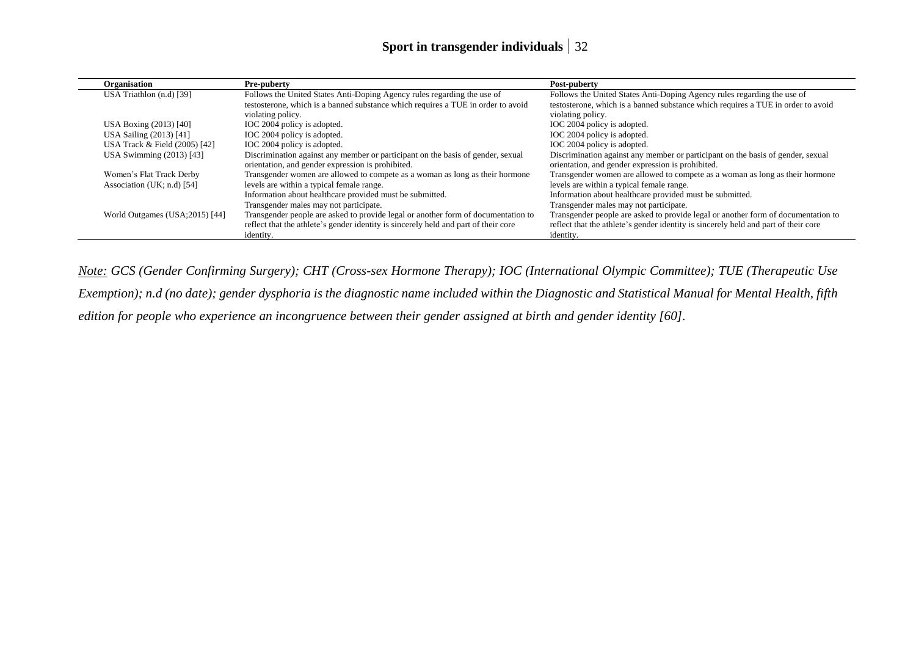| Organisation | Pre-puberty | Post-puberty |
|---|---|---|
| USA Triathlon (n.d) [39] | Follows the United States Anti-Doping Agency rules regarding the use of testosterone, which is a banned substance which requires a TUE in order to avoid violating policy. | Follows the United States Anti-Doping Agency rules regarding the use of testosterone, which is a banned substance which requires a TUE in order to avoid violating policy. |
| USA Boxing (2013) [40] | IOC 2004 policy is adopted. | IOC 2004 policy is adopted. |
| USA Sailing (2013) [41] | IOC 2004 policy is adopted. | IOC 2004 policy is adopted. |
| USA Track & Field (2005) [42] | IOC 2004 policy is adopted. | IOC 2004 policy is adopted. |
| USA Swimming (2013) [43] | Discrimination against any member or participant on the basis of gender, sexual orientation, and gender expression is prohibited. | Discrimination against any member or participant on the basis of gender, sexual orientation, and gender expression is prohibited. |
| Women's Flat Track Derby Association (UK; n.d) [54] | Transgender women are allowed to compete as a woman as long as their hormone levels are within a typical female range. Information about healthcare provided must be submitted. Transgender males may not participate. | Transgender women are allowed to compete as a woman as long as their hormone levels are within a typical female range. Information about healthcare provided must be submitted. Transgender males may not participate. |
| World Outgames (USA;2015) [44] | Transgender people are asked to provide legal or another form of documentation to reflect that the athlete's gender identity is sincerely held and part of their core identity. | Transgender people are asked to provide legal or another form of documentation to reflect that the athlete's gender identity is sincerely held and part of their core identity. |

*Note: GCS (Gender Confirming Surgery); CHT (Cross-sex Hormone Therapy); IOC (International Olympic Committee); TUE (Therapeutic Use Exemption); n.d (no date); gender dysphoria is the diagnostic name included within the Diagnostic and Statistical Manual for Mental Health, fifth edition for people who experience an incongruence between their gender assigned at birth and gender identity [60].*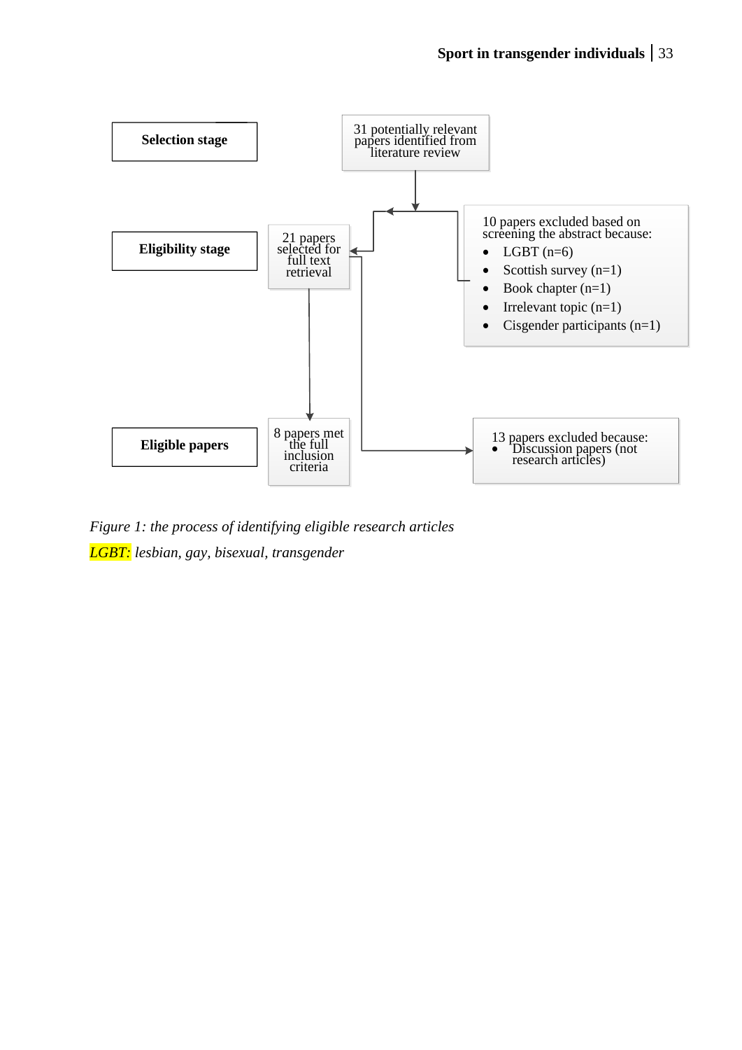Selection stage

31 potentially relevant papers identified from literature review

Eligibility stage

21 papers selected for full text retrieval

10 papers excluded based on screening the abstract because:

- LGBT (n=6)
- Scottish survey (n=1)
- Book chapter (n=1)
- Irrelevant topic (n=1)
- Cisgender participants (n=1)

Eligible papers

8 papers met the full inclusion criteria

13 papers excluded because:

- Discussion papers (not research articles)

*Figure 1: the process of identifying eligible research articles*

*LGBT: lesbian, gay, bisexual, transgender*